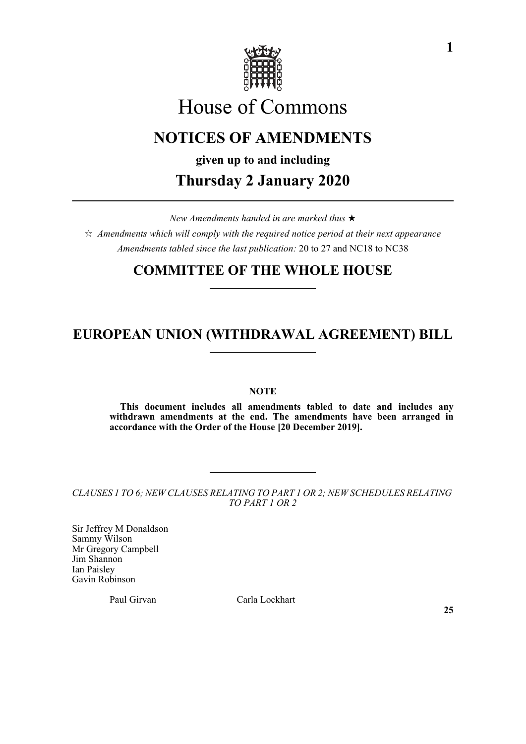# House of Commons

## NOTICES OF AMENDMENTS

**given up to and including**

## Thursday 2 January 2020

*New Amendments handed in are marked thus* ★

☆ *Amendments which will comply with the required notice period at their next appearance*

*Amendments tabled since the last publication:* 20 to 27 and NC18 to NC38

## COMMITTEE OF THE WHOLE HOUSE

## EUROPEAN UNION (WITHDRAWAL AGREEMENT) BILL

**NOTE**

**This document includes all amendments tabled to date and includes any withdrawn amendments at the end. The amendments have been arranged in accordance with the Order of the House [20 December 2019].**

*CLAUSES 1 TO 6; NEW CLAUSES RELATING TO PART 1 OR 2; NEW SCHEDULES RELATING TO PART 1 OR 2*

Sir Jeffrey M Donaldson
Sammy Wilson
Mr Gregory Campbell
Jim Shannon
Ian Paisley
Gavin Robinson

Paul Girvan
Carla Lockhart

**25**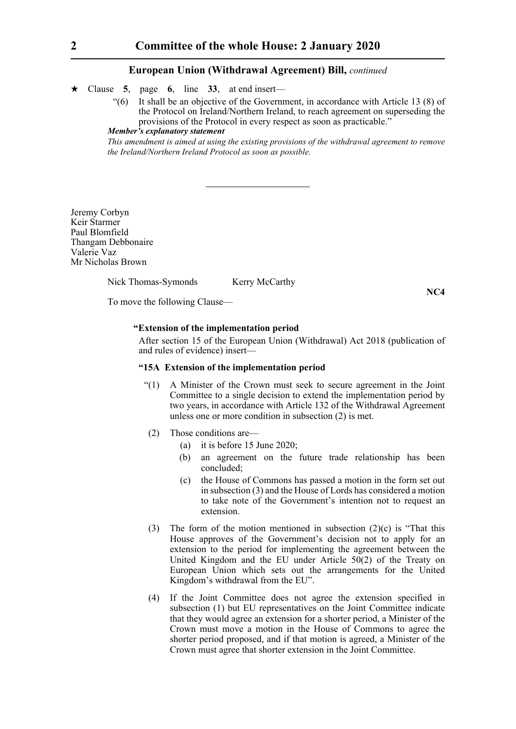★ Clause **5**, page **6**, line **33**, at end insert—

"(6) It shall be an objective of the Government, in accordance with Article 13 (8) of the Protocol on Ireland/Northern Ireland, to reach agreement on superseding the provisions of the Protocol in every respect as soon as practicable."

***Member's explanatory statement***

*This amendment is aimed at using the existing provisions of the withdrawal agreement to remove the Ireland/Northern Ireland Protocol as soon as possible.*

---

Jeremy Corbyn
Keir Starmer
Paul Blomfield
Thangam Debbonaire
Valerie Vaz
Mr Nicholas Brown

Nick Thomas-Symonds Kerry McCarthy

**NC4**

To move the following Clause—

**"Extension of the implementation period**

After section 15 of the European Union (Withdrawal) Act 2018 (publication of and rules of evidence) insert—

**"15A Extension of the implementation period**

"(1) A Minister of the Crown must seek to secure agreement in the Joint Committee to a single decision to extend the implementation period by two years, in accordance with Article 132 of the Withdrawal Agreement unless one or more condition in subsection (2) is met.

(2) Those conditions are—

(a) it is before 15 June 2020;

(b) an agreement on the future trade relationship has been concluded;

(c) the House of Commons has passed a motion in the form set out in subsection (3) and the House of Lords has considered a motion to take note of the Government's intention not to request an extension.

(3) The form of the motion mentioned in subsection (2)(c) is "That this House approves of the Government's decision not to apply for an extension to the period for implementing the agreement between the United Kingdom and the EU under Article 50(2) of the Treaty on European Union which sets out the arrangements for the United Kingdom's withdrawal from the EU".

(4) If the Joint Committee does not agree the extension specified in subsection (1) but EU representatives on the Joint Committee indicate that they would agree an extension for a shorter period, a Minister of the Crown must move a motion in the House of Commons to agree the shorter period proposed, and if that motion is agreed, a Minister of the Crown must agree that shorter extension in the Joint Committee.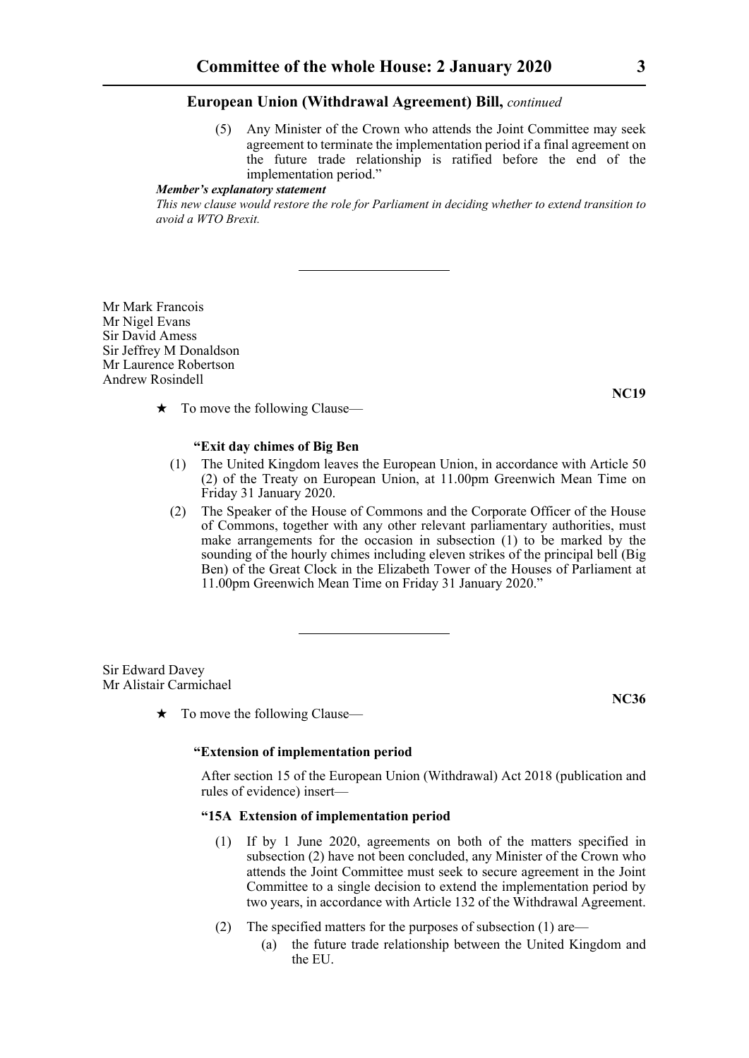**European Union (Withdrawal Agreement) Bill,** *continued*

(5) Any Minister of the Crown who attends the Joint Committee may seek agreement to terminate the implementation period if a final agreement on the future trade relationship is ratified before the end of the implementation period."

***Member's explanatory statement***

*This new clause would restore the role for Parliament in deciding whether to extend transition to avoid a WTO Brexit.*

---

Mr Mark Francois
Mr Nigel Evans
Sir David Amess
Sir Jeffrey M Donaldson
Mr Laurence Robertson
Andrew Rosindell

**NC19**

★ To move the following Clause—

**"Exit day chimes of Big Ben**

(1) The United Kingdom leaves the European Union, in accordance with Article 50 (2) of the Treaty on European Union, at 11.00pm Greenwich Mean Time on Friday 31 January 2020.

(2) The Speaker of the House of Commons and the Corporate Officer of the House of Commons, together with any other relevant parliamentary authorities, must make arrangements for the occasion in subsection (1) to be marked by the sounding of the hourly chimes including eleven strikes of the principal bell (Big Ben) of the Great Clock in the Elizabeth Tower of the Houses of Parliament at 11.00pm Greenwich Mean Time on Friday 31 January 2020."

---

Sir Edward Davey
Mr Alistair Carmichael

**NC36**

★ To move the following Clause—

**"Extension of implementation period**

After section 15 of the European Union (Withdrawal) Act 2018 (publication and rules of evidence) insert—

**"15A Extension of implementation period**

(1) If by 1 June 2020, agreements on both of the matters specified in subsection (2) have not been concluded, any Minister of the Crown who attends the Joint Committee must seek to secure agreement in the Joint Committee to a single decision to extend the implementation period by two years, in accordance with Article 132 of the Withdrawal Agreement.

(2) The specified matters for the purposes of subsection (1) are—

(a) the future trade relationship between the United Kingdom and the EU.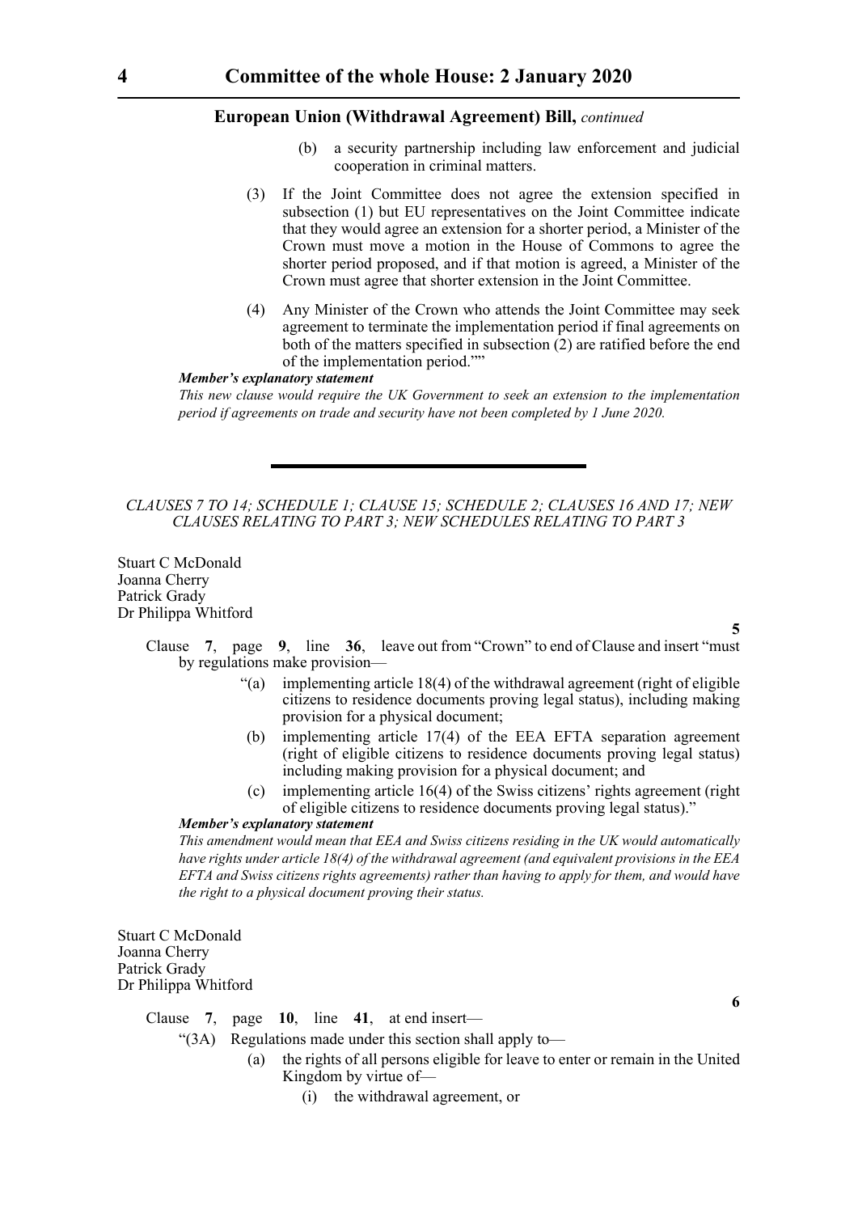**European Union (Withdrawal Agreement) Bill,** *continued*

(b) a security partnership including law enforcement and judicial cooperation in criminal matters.

(3) If the Joint Committee does not agree the extension specified in subsection (1) but EU representatives on the Joint Committee indicate that they would agree an extension for a shorter period, a Minister of the Crown must move a motion in the House of Commons to agree the shorter period proposed, and if that motion is agreed, a Minister of the Crown must agree that shorter extension in the Joint Committee.

(4) Any Minister of the Crown who attends the Joint Committee may seek agreement to terminate the implementation period if final agreements on both of the matters specified in subsection (2) are ratified before the end of the implementation period.""

***Member's explanatory statement***

*This new clause would require the UK Government to seek an extension to the implementation period if agreements on trade and security have not been completed by 1 June 2020.*

---

*CLAUSES 7 TO 14; SCHEDULE 1; CLAUSE 15; SCHEDULE 2; CLAUSES 16 AND 17; NEW CLAUSES RELATING TO PART 3; NEW SCHEDULES RELATING TO PART 3*

Stuart C McDonald
Joanna Cherry
Patrick Grady
Dr Philippa Whitford

**5**

Clause **7**, page **9**, line **36**, leave out from "Crown" to end of Clause and insert "must by regulations make provision—

"(a) implementing article 18(4) of the withdrawal agreement (right of eligible citizens to residence documents proving legal status), including making provision for a physical document;

(b) implementing article 17(4) of the EEA EFTA separation agreement (right of eligible citizens to residence documents proving legal status) including making provision for a physical document; and

(c) implementing article 16(4) of the Swiss citizens' rights agreement (right of eligible citizens to residence documents proving legal status)."

***Member's explanatory statement***

*This amendment would mean that EEA and Swiss citizens residing in the UK would automatically have rights under article 18(4) of the withdrawal agreement (and equivalent provisions in the EEA EFTA and Swiss citizens rights agreements) rather than having to apply for them, and would have the right to a physical document proving their status.*

Stuart C McDonald
Joanna Cherry
Patrick Grady
Dr Philippa Whitford

**6**

Clause **7**, page **10**, line **41**, at end insert—

"(3A) Regulations made under this section shall apply to—

(a) the rights of all persons eligible for leave to enter or remain in the United Kingdom by virtue of—

(i) the withdrawal agreement, or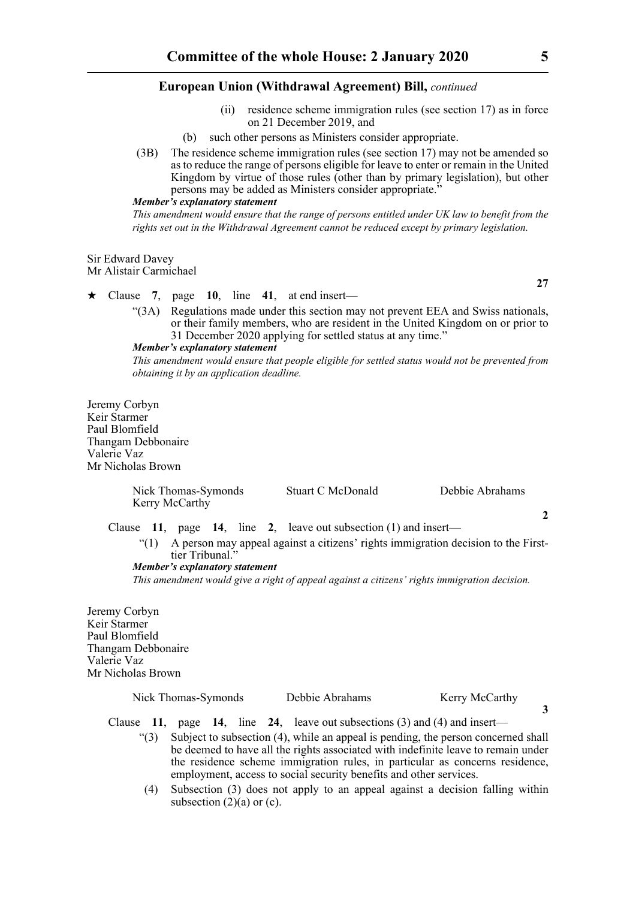(ii) residence scheme immigration rules (see section 17) as in force on 21 December 2019, and

(b) such other persons as Ministers consider appropriate.

(3B) The residence scheme immigration rules (see section 17) may not be amended so as to reduce the range of persons eligible for leave to enter or remain in the United Kingdom by virtue of those rules (other than by primary legislation), but other persons may be added as Ministers consider appropriate."

***Member's explanatory statement***

*This amendment would ensure that the range of persons entitled under UK law to benefit from the rights set out in the Withdrawal Agreement cannot be reduced except by primary legislation.*

Sir Edward Davey
Mr Alistair Carmichael

**27**

★ Clause **7**, page **10**, line **41**, at end insert—

"(3A) Regulations made under this section may not prevent EEA and Swiss nationals, or their family members, who are resident in the United Kingdom on or prior to 31 December 2020 applying for settled status at any time."

***Member's explanatory statement***

*This amendment would ensure that people eligible for settled status would not be prevented from obtaining it by an application deadline.*

Jeremy Corbyn
Keir Starmer
Paul Blomfield
Thangam Debbonaire
Valerie Vaz
Mr Nicholas Brown

Nick Thomas-Symonds    Stuart C McDonald    Debbie Abrahams
Kerry McCarthy

**2**

Clause **11**, page **14**, line **2**, leave out subsection (1) and insert—

"(1) A person may appeal against a citizens' rights immigration decision to the First-tier Tribunal."

***Member's explanatory statement***

*This amendment would give a right of appeal against a citizens' rights immigration decision.*

Jeremy Corbyn
Keir Starmer
Paul Blomfield
Thangam Debbonaire
Valerie Vaz
Mr Nicholas Brown

Nick Thomas-Symonds    Debbie Abrahams    Kerry McCarthy

**3**

Clause **11**, page **14**, line **24**, leave out subsections (3) and (4) and insert—

"(3) Subject to subsection (4), while an appeal is pending, the person concerned shall be deemed to have all the rights associated with indefinite leave to remain under the residence scheme immigration rules, in particular as concerns residence, employment, access to social security benefits and other services.

(4) Subsection (3) does not apply to an appeal against a decision falling within subsection (2)(a) or (c).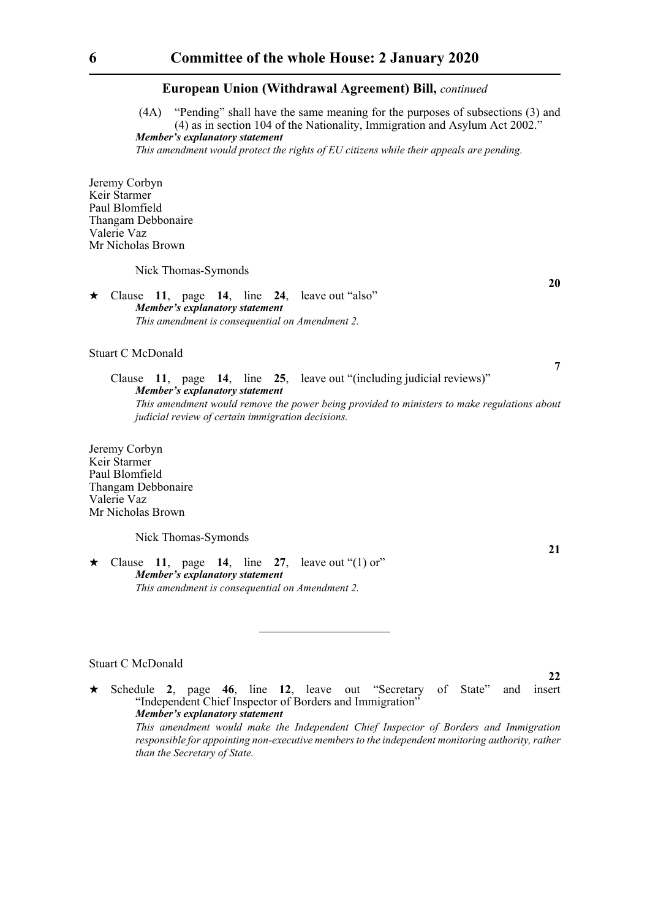## European Union (Withdrawal Agreement) Bill, *continued*

(4A) "Pending" shall have the same meaning for the purposes of subsections (3) and (4) as in section 104 of the Nationality, Immigration and Asylum Act 2002."

***Member's explanatory statement***

*This amendment would protect the rights of EU citizens while their appeals are pending.*

Jeremy Corbyn
Keir Starmer
Paul Blomfield
Thangam Debbonaire
Valerie Vaz
Mr Nicholas Brown

Nick Thomas-Symonds

**20**

★ Clause **11**, page **14**, line **24**, leave out "also"

***Member's explanatory statement***

*This amendment is consequential on Amendment 2.*

Stuart C McDonald

**7**

Clause **11**, page **14**, line **25**, leave out "(including judicial reviews)"

***Member's explanatory statement***

*This amendment would remove the power being provided to ministers to make regulations about judicial review of certain immigration decisions.*

Jeremy Corbyn
Keir Starmer
Paul Blomfield
Thangam Debbonaire
Valerie Vaz
Mr Nicholas Brown

Nick Thomas-Symonds

**21**

★ Clause **11**, page **14**, line **27**, leave out "(1) or"

***Member's explanatory statement***

*This amendment is consequential on Amendment 2.*

---

Stuart C McDonald

**22**

★ Schedule **2**, page **46**, line **12**, leave out "Secretary of State" and insert "Independent Chief Inspector of Borders and Immigration"

***Member's explanatory statement***

*This amendment would make the Independent Chief Inspector of Borders and Immigration responsible for appointing non-executive members to the independent monitoring authority, rather than the Secretary of State.*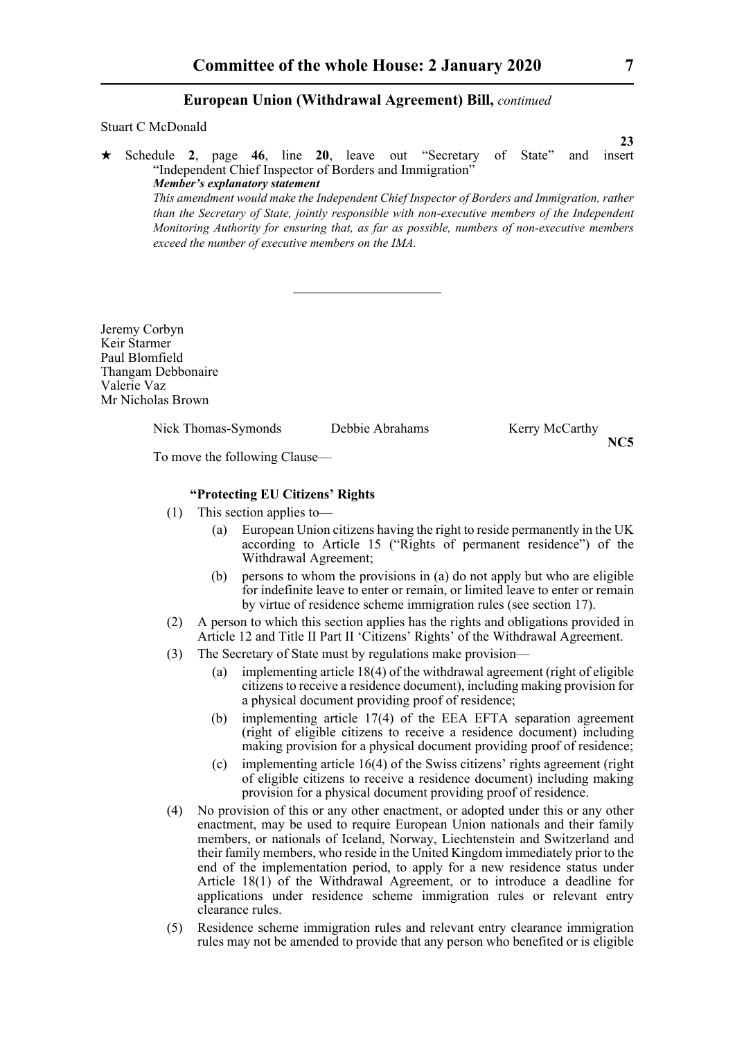Stuart C McDonald

**23**

★ Schedule **2**, page **46**, line **20**, leave out "Secretary of State" and insert "Independent Chief Inspector of Borders and Immigration"

***Member's explanatory statement***

*This amendment would make the Independent Chief Inspector of Borders and Immigration, rather than the Secretary of State, jointly responsible with non-executive members of the Independent Monitoring Authority for ensuring that, as far as possible, numbers of non-executive members exceed the number of executive members on the IMA.*

---

Jeremy Corbyn
Keir Starmer
Paul Blomfield
Thangam Debbonaire
Valerie Vaz
Mr Nicholas Brown

Nick Thomas-Symonds    Debbie Abrahams    Kerry McCarthy

**NC5**

To move the following Clause—

**"Protecting EU Citizens' Rights**

(1) This section applies to—

  (a) European Union citizens having the right to reside permanently in the UK according to Article 15 ("Rights of permanent residence") of the Withdrawal Agreement;

  (b) persons to whom the provisions in (a) do not apply but who are eligible for indefinite leave to enter or remain, or limited leave to enter or remain by virtue of residence scheme immigration rules (see section 17).

(2) A person to which this section applies has the rights and obligations provided in Article 12 and Title II Part II 'Citizens' Rights' of the Withdrawal Agreement.

(3) The Secretary of State must by regulations make provision—

  (a) implementing article 18(4) of the withdrawal agreement (right of eligible citizens to receive a residence document), including making provision for a physical document providing proof of residence;

  (b) implementing article 17(4) of the EEA EFTA separation agreement (right of eligible citizens to receive a residence document) including making provision for a physical document providing proof of residence;

  (c) implementing article 16(4) of the Swiss citizens' rights agreement (right of eligible citizens to receive a residence document) including making provision for a physical document providing proof of residence.

(4) No provision of this or any other enactment, or adopted under this or any other enactment, may be used to require European Union nationals and their family members, or nationals of Iceland, Norway, Liechtenstein and Switzerland and their family members, who reside in the United Kingdom immediately prior to the end of the implementation period, to apply for a new residence status under Article 18(1) of the Withdrawal Agreement, or to introduce a deadline for applications under residence scheme immigration rules or relevant entry clearance rules.

(5) Residence scheme immigration rules and relevant entry clearance immigration rules may not be amended to provide that any person who benefited or is eligible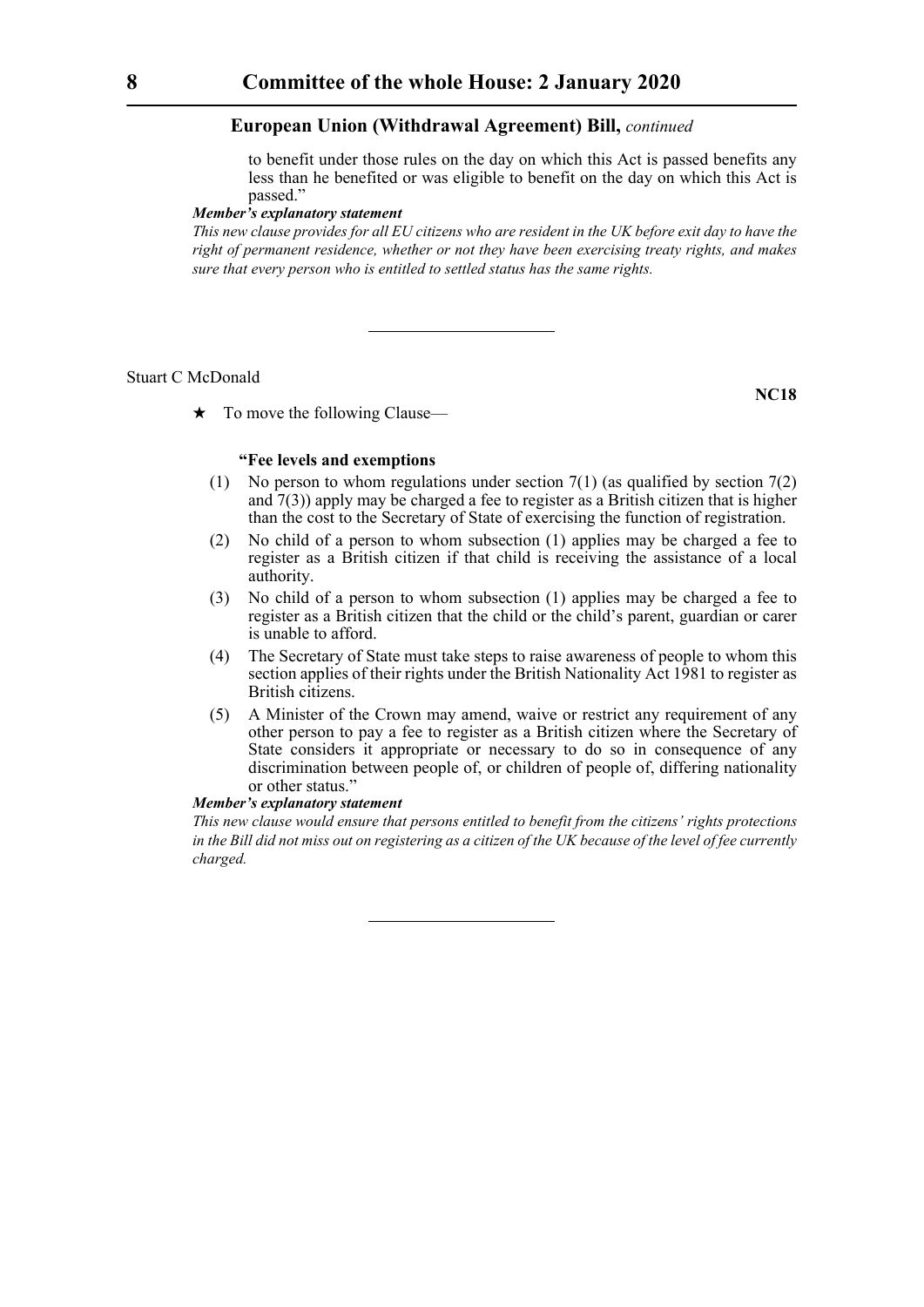to benefit under those rules on the day on which this Act is passed benefits any less than he benefited or was eligible to benefit on the day on which this Act is passed."

***Member's explanatory statement***

*This new clause provides for all EU citizens who are resident in the UK before exit day to have the right of permanent residence, whether or not they have been exercising treaty rights, and makes sure that every person who is entitled to settled status has the same rights.*

---

Stuart C McDonald

**NC18**

★ To move the following Clause—

**"Fee levels and exemptions**

(1) No person to whom regulations under section 7(1) (as qualified by section 7(2) and 7(3)) apply may be charged a fee to register as a British citizen that is higher than the cost to the Secretary of State of exercising the function of registration.

(2) No child of a person to whom subsection (1) applies may be charged a fee to register as a British citizen if that child is receiving the assistance of a local authority.

(3) No child of a person to whom subsection (1) applies may be charged a fee to register as a British citizen that the child or the child's parent, guardian or carer is unable to afford.

(4) The Secretary of State must take steps to raise awareness of people to whom this section applies of their rights under the British Nationality Act 1981 to register as British citizens.

(5) A Minister of the Crown may amend, waive or restrict any requirement of any other person to pay a fee to register as a British citizen where the Secretary of State considers it appropriate or necessary to do so in consequence of any discrimination between people of, or children of people of, differing nationality or other status."

***Member's explanatory statement***

*This new clause would ensure that persons entitled to benefit from the citizens' rights protections in the Bill did not miss out on registering as a citizen of the UK because of the level of fee currently charged.*

---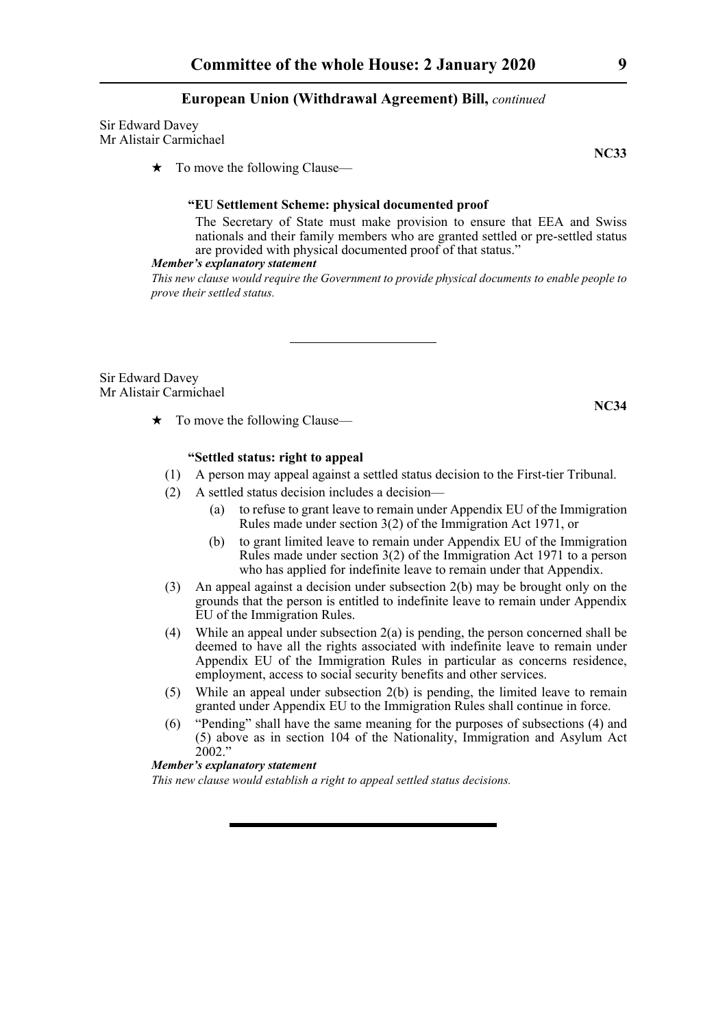Sir Edward Davey
Mr Alistair Carmichael

**NC33**

★ To move the following Clause—

**"EU Settlement Scheme: physical documented proof**

The Secretary of State must make provision to ensure that EEA and Swiss nationals and their family members who are granted settled or pre-settled status are provided with physical documented proof of that status."

***Member's explanatory statement***

*This new clause would require the Government to provide physical documents to enable people to prove their settled status.*

---

Sir Edward Davey
Mr Alistair Carmichael

**NC34**

★ To move the following Clause—

**"Settled status: right to appeal**

(1) A person may appeal against a settled status decision to the First-tier Tribunal.

(2) A settled status decision includes a decision—

(a) to refuse to grant leave to remain under Appendix EU of the Immigration Rules made under section 3(2) of the Immigration Act 1971, or

(b) to grant limited leave to remain under Appendix EU of the Immigration Rules made under section 3(2) of the Immigration Act 1971 to a person who has applied for indefinite leave to remain under that Appendix.

(3) An appeal against a decision under subsection 2(b) may be brought only on the grounds that the person is entitled to indefinite leave to remain under Appendix EU of the Immigration Rules.

(4) While an appeal under subsection 2(a) is pending, the person concerned shall be deemed to have all the rights associated with indefinite leave to remain under Appendix EU of the Immigration Rules in particular as concerns residence, employment, access to social security benefits and other services.

(5) While an appeal under subsection 2(b) is pending, the limited leave to remain granted under Appendix EU to the Immigration Rules shall continue in force.

(6) "Pending" shall have the same meaning for the purposes of subsections (4) and (5) above as in section 104 of the Nationality, Immigration and Asylum Act 2002."

***Member's explanatory statement***

*This new clause would establish a right to appeal settled status decisions.*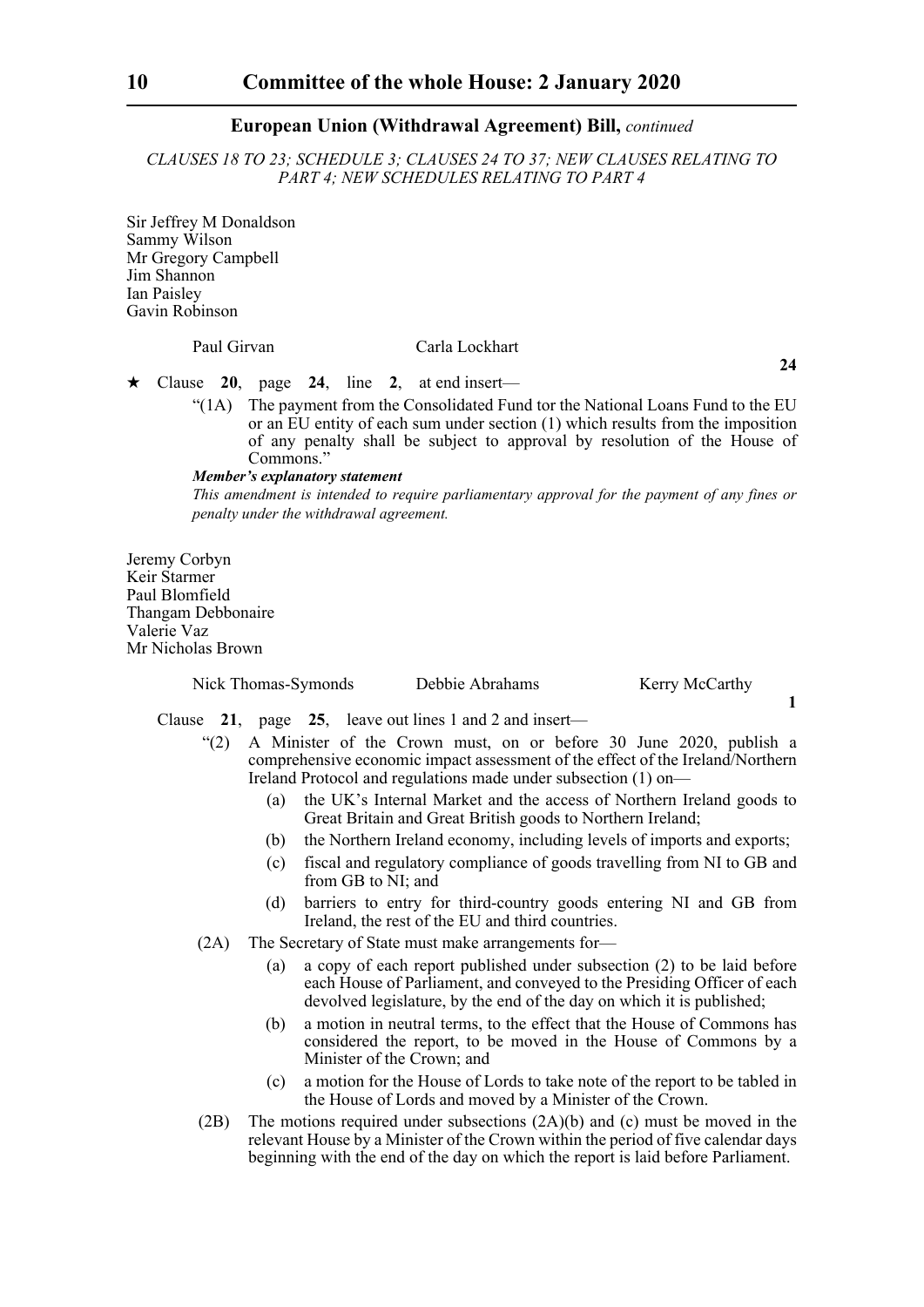**European Union (Withdrawal Agreement) Bill,** *continued*

*CLAUSES 18 TO 23; SCHEDULE 3; CLAUSES 24 TO 37; NEW CLAUSES RELATING TO PART 4; NEW SCHEDULES RELATING TO PART 4*

Sir Jeffrey M Donaldson
Sammy Wilson
Mr Gregory Campbell
Jim Shannon
Ian Paisley
Gavin Robinson

Paul Girvan    Carla Lockhart

**24**

★ Clause **20**, page **24**, line **2**, at end insert—

"(1A) The payment from the Consolidated Fund tor the National Loans Fund to the EU or an EU entity of each sum under section (1) which results from the imposition of any penalty shall be subject to approval by resolution of the House of Commons."

***Member's explanatory statement***

*This amendment is intended to require parliamentary approval for the payment of any fines or penalty under the withdrawal agreement.*

Jeremy Corbyn
Keir Starmer
Paul Blomfield
Thangam Debbonaire
Valerie Vaz
Mr Nicholas Brown

Nick Thomas-Symonds    Debbie Abrahams    Kerry McCarthy

**1**

Clause **21**, page **25**, leave out lines 1 and 2 and insert—

"(2) A Minister of the Crown must, on or before 30 June 2020, publish a comprehensive economic impact assessment of the effect of the Ireland/Northern Ireland Protocol and regulations made under subsection (1) on—

(a) the UK's Internal Market and the access of Northern Ireland goods to Great Britain and Great British goods to Northern Ireland;

(b) the Northern Ireland economy, including levels of imports and exports;

(c) fiscal and regulatory compliance of goods travelling from NI to GB and from GB to NI; and

(d) barriers to entry for third-country goods entering NI and GB from Ireland, the rest of the EU and third countries.

(2A) The Secretary of State must make arrangements for—

(a) a copy of each report published under subsection (2) to be laid before each House of Parliament, and conveyed to the Presiding Officer of each devolved legislature, by the end of the day on which it is published;

(b) a motion in neutral terms, to the effect that the House of Commons has considered the report, to be moved in the House of Commons by a Minister of the Crown; and

(c) a motion for the House of Lords to take note of the report to be tabled in the House of Lords and moved by a Minister of the Crown.

(2B) The motions required under subsections (2A)(b) and (c) must be moved in the relevant House by a Minister of the Crown within the period of five calendar days beginning with the end of the day on which the report is laid before Parliament.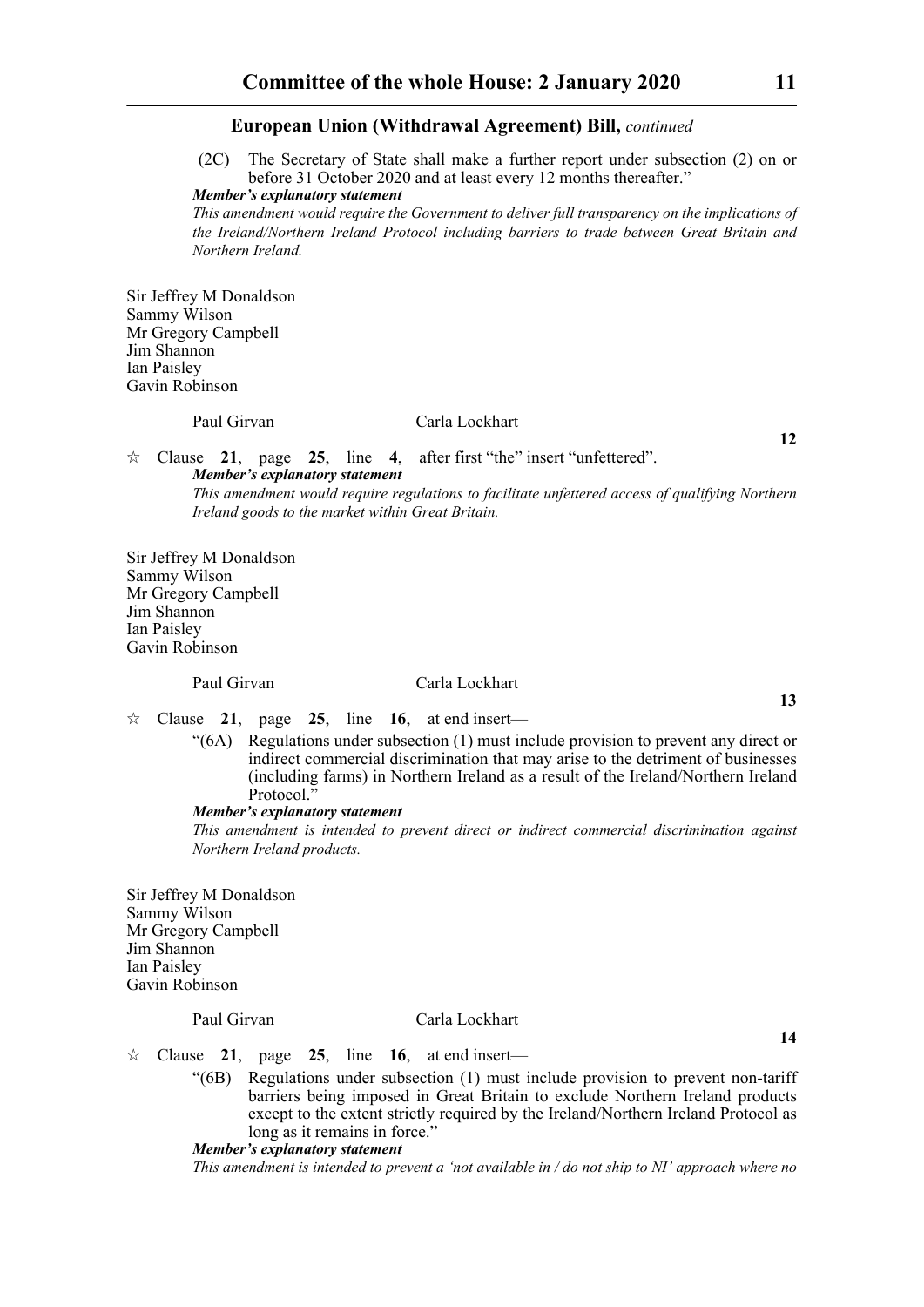(2C) The Secretary of State shall make a further report under subsection (2) on or before 31 October 2020 and at least every 12 months thereafter."

***Member's explanatory statement***

*This amendment would require the Government to deliver full transparency on the implications of the Ireland/Northern Ireland Protocol including barriers to trade between Great Britain and Northern Ireland.*

Sir Jeffrey M Donaldson
Sammy Wilson
Mr Gregory Campbell
Jim Shannon
Ian Paisley
Gavin Robinson

Paul Girvan Carla Lockhart

**12**

☆ Clause **21**, page **25**, line **4**, after first "the" insert "unfettered".

***Member's explanatory statement***

*This amendment would require regulations to facilitate unfettered access of qualifying Northern Ireland goods to the market within Great Britain.*

Sir Jeffrey M Donaldson
Sammy Wilson
Mr Gregory Campbell
Jim Shannon
Ian Paisley
Gavin Robinson

Paul Girvan Carla Lockhart

**13**

☆ Clause **21**, page **25**, line **16**, at end insert—

"(6A) Regulations under subsection (1) must include provision to prevent any direct or indirect commercial discrimination that may arise to the detriment of businesses (including farms) in Northern Ireland as a result of the Ireland/Northern Ireland Protocol."

***Member's explanatory statement***

*This amendment is intended to prevent direct or indirect commercial discrimination against Northern Ireland products.*

Sir Jeffrey M Donaldson
Sammy Wilson
Mr Gregory Campbell
Jim Shannon
Ian Paisley
Gavin Robinson

Paul Girvan Carla Lockhart

**14**

☆ Clause **21**, page **25**, line **16**, at end insert—

"(6B) Regulations under subsection (1) must include provision to prevent non-tariff barriers being imposed in Great Britain to exclude Northern Ireland products except to the extent strictly required by the Ireland/Northern Ireland Protocol as long as it remains in force."

***Member's explanatory statement***

*This amendment is intended to prevent a 'not available in / do not ship to NI' approach where no*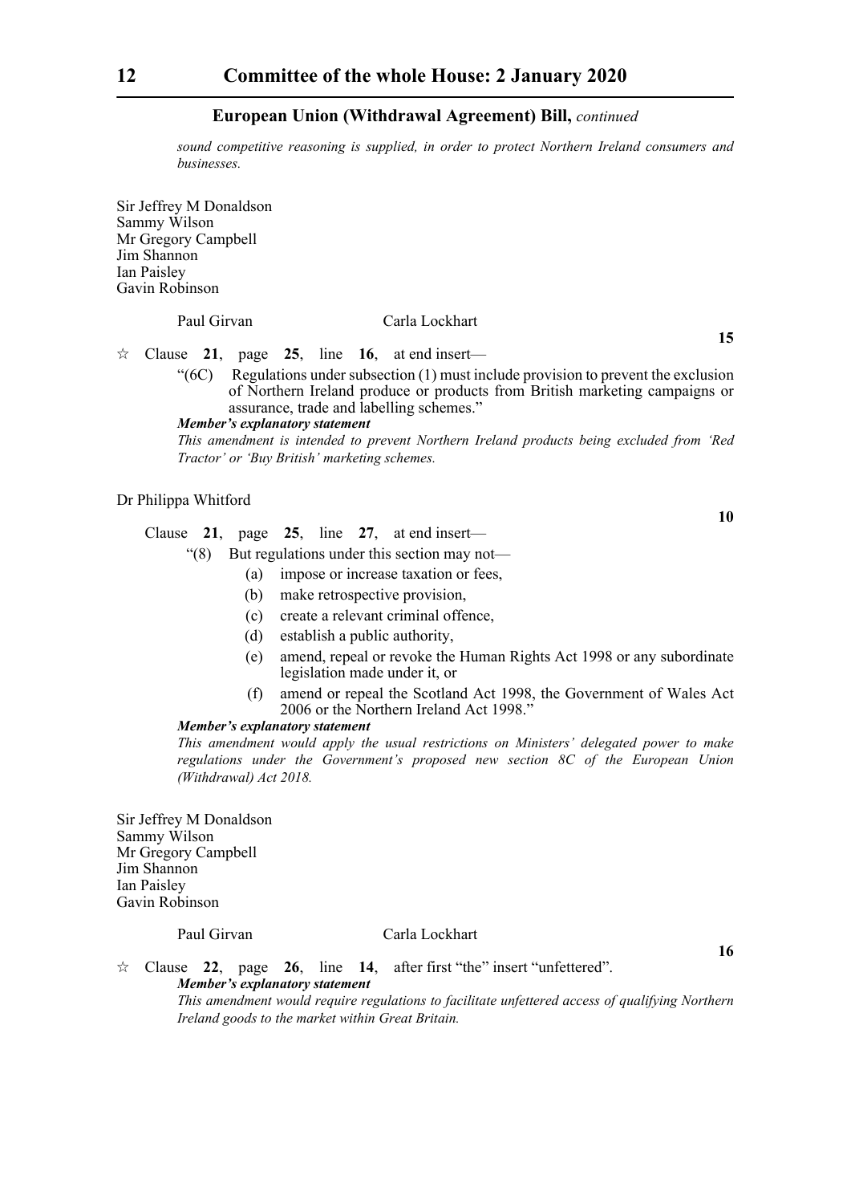*sound competitive reasoning is supplied, in order to protect Northern Ireland consumers and businesses.*

Sir Jeffrey M Donaldson
Sammy Wilson
Mr Gregory Campbell
Jim Shannon
Ian Paisley
Gavin Robinson

Paul Girvan Carla Lockhart

**15**

☆ Clause **21**, page **25**, line **16**, at end insert—

"(6C) Regulations under subsection (1) must include provision to prevent the exclusion of Northern Ireland produce or products from British marketing campaigns or assurance, trade and labelling schemes."

***Member's explanatory statement***

*This amendment is intended to prevent Northern Ireland products being excluded from 'Red Tractor' or 'Buy British' marketing schemes.*

Dr Philippa Whitford

**10**

Clause **21**, page **25**, line **27**, at end insert—

"(8) But regulations under this section may not—

(a) impose or increase taxation or fees,

(b) make retrospective provision,

(c) create a relevant criminal offence,

(d) establish a public authority,

(e) amend, repeal or revoke the Human Rights Act 1998 or any subordinate legislation made under it, or

(f) amend or repeal the Scotland Act 1998, the Government of Wales Act 2006 or the Northern Ireland Act 1998."

***Member's explanatory statement***

*This amendment would apply the usual restrictions on Ministers' delegated power to make regulations under the Government's proposed new section 8C of the European Union (Withdrawal) Act 2018.*

Sir Jeffrey M Donaldson
Sammy Wilson
Mr Gregory Campbell
Jim Shannon
Ian Paisley
Gavin Robinson

Paul Girvan Carla Lockhart

**16**

☆ Clause **22**, page **26**, line **14**, after first "the" insert "unfettered".

***Member's explanatory statement***

*This amendment would require regulations to facilitate unfettered access of qualifying Northern Ireland goods to the market within Great Britain.*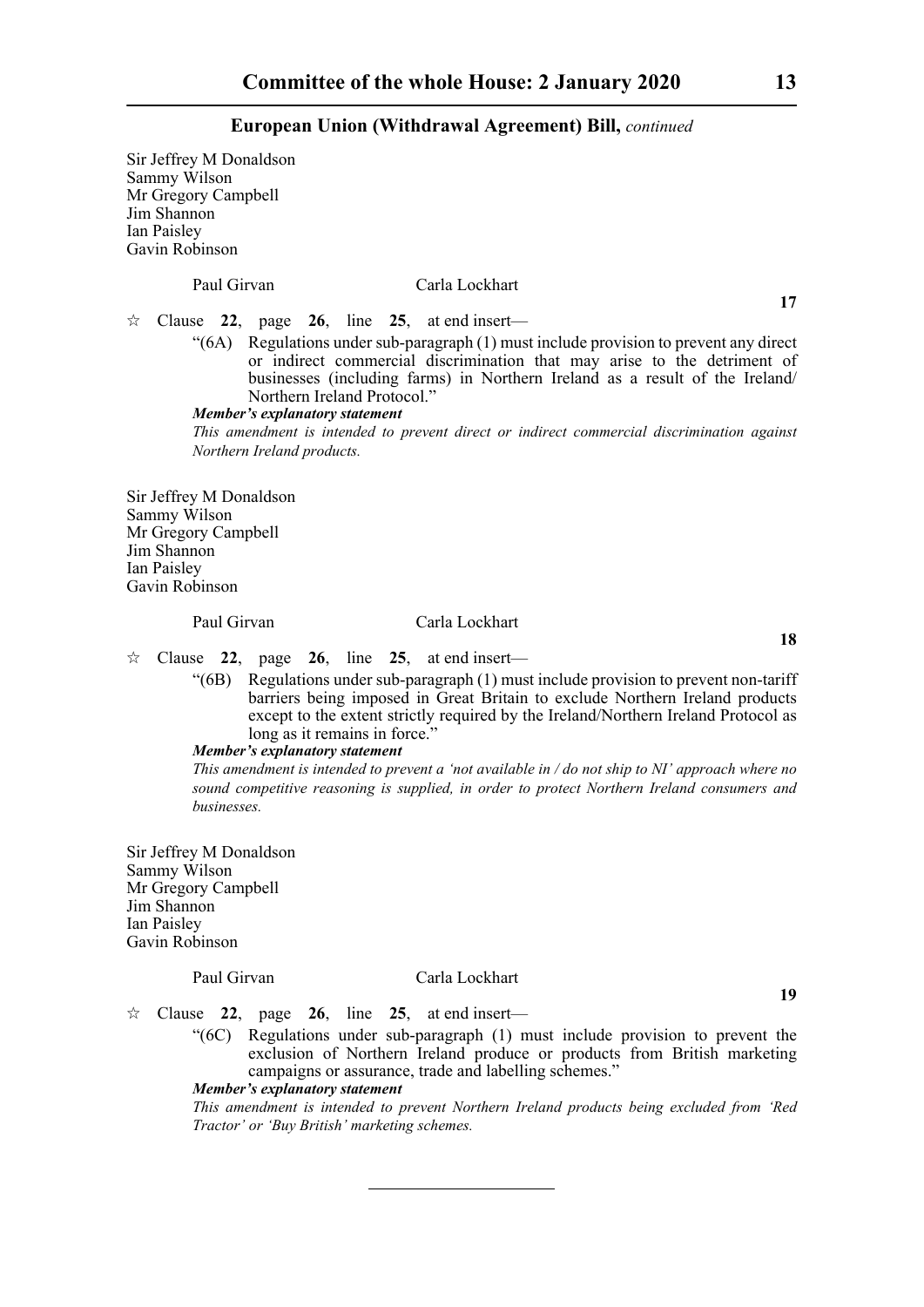Sir Jeffrey M Donaldson
Sammy Wilson
Mr Gregory Campbell
Jim Shannon
Ian Paisley
Gavin Robinson

Paul Girvan Carla Lockhart

**17**

☆ Clause **22**, page **26**, line **25**, at end insert—

"(6A) Regulations under sub-paragraph (1) must include provision to prevent any direct or indirect commercial discrimination that may arise to the detriment of businesses (including farms) in Northern Ireland as a result of the Ireland/ Northern Ireland Protocol."

***Member's explanatory statement***

*This amendment is intended to prevent direct or indirect commercial discrimination against Northern Ireland products.*

Sir Jeffrey M Donaldson
Sammy Wilson
Mr Gregory Campbell
Jim Shannon
Ian Paisley
Gavin Robinson

Paul Girvan Carla Lockhart

**18**

☆ Clause **22**, page **26**, line **25**, at end insert—

"(6B) Regulations under sub-paragraph (1) must include provision to prevent non-tariff barriers being imposed in Great Britain to exclude Northern Ireland products except to the extent strictly required by the Ireland/Northern Ireland Protocol as long as it remains in force."

***Member's explanatory statement***

*This amendment is intended to prevent a 'not available in / do not ship to NI' approach where no sound competitive reasoning is supplied, in order to protect Northern Ireland consumers and businesses.*

Sir Jeffrey M Donaldson
Sammy Wilson
Mr Gregory Campbell
Jim Shannon
Ian Paisley
Gavin Robinson

Paul Girvan Carla Lockhart

**19**

☆ Clause **22**, page **26**, line **25**, at end insert—

"(6C) Regulations under sub-paragraph (1) must include provision to prevent the exclusion of Northern Ireland produce or products from British marketing campaigns or assurance, trade and labelling schemes."

***Member's explanatory statement***

*This amendment is intended to prevent Northern Ireland products being excluded from 'Red Tractor' or 'Buy British' marketing schemes.*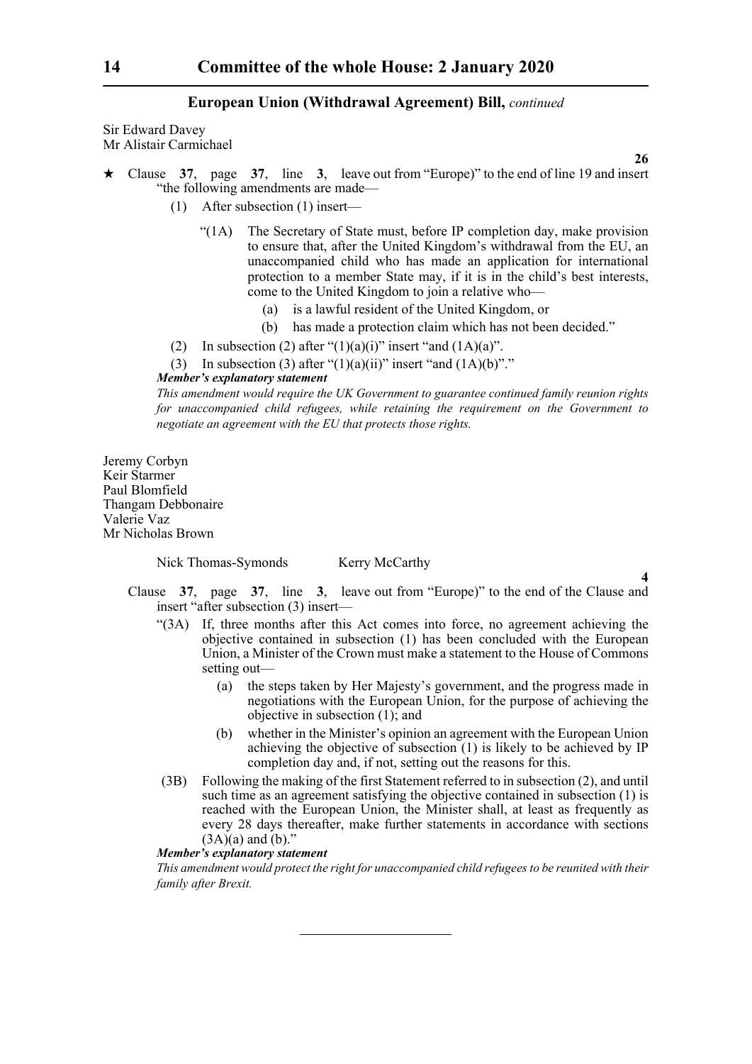**European Union (Withdrawal Agreement) Bill,** *continued*

Sir Edward Davey
Mr Alistair Carmichael

**26**

★ Clause **37**, page **37**, line **3**, leave out from "Europe)" to the end of line 19 and insert "the following amendments are made—

(1) After subsection (1) insert—

"(1A) The Secretary of State must, before IP completion day, make provision to ensure that, after the United Kingdom's withdrawal from the EU, an unaccompanied child who has made an application for international protection to a member State may, if it is in the child's best interests, come to the United Kingdom to join a relative who—

(a) is a lawful resident of the United Kingdom, or

(b) has made a protection claim which has not been decided."

(2) In subsection (2) after "(1)(a)(i)" insert "and (1A)(a)".

(3) In subsection (3) after "(1)(a)(ii)" insert "and (1A)(b)"."

***Member's explanatory statement***

*This amendment would require the UK Government to guarantee continued family reunion rights for unaccompanied child refugees, while retaining the requirement on the Government to negotiate an agreement with the EU that protects those rights.*

Jeremy Corbyn
Keir Starmer
Paul Blomfield
Thangam Debbonaire
Valerie Vaz
Mr Nicholas Brown

Nick Thomas-Symonds Kerry McCarthy

**4**

Clause **37**, page **37**, line **3**, leave out from "Europe)" to the end of the Clause and insert "after subsection (3) insert—

"(3A) If, three months after this Act comes into force, no agreement achieving the objective contained in subsection (1) has been concluded with the European Union, a Minister of the Crown must make a statement to the House of Commons setting out—

(a) the steps taken by Her Majesty's government, and the progress made in negotiations with the European Union, for the purpose of achieving the objective in subsection (1); and

(b) whether in the Minister's opinion an agreement with the European Union achieving the objective of subsection (1) is likely to be achieved by IP completion day and, if not, setting out the reasons for this.

(3B) Following the making of the first Statement referred to in subsection (2), and until such time as an agreement satisfying the objective contained in subsection (1) is reached with the European Union, the Minister shall, at least as frequently as every 28 days thereafter, make further statements in accordance with sections (3A)(a) and (b)."

***Member's explanatory statement***

*This amendment would protect the right for unaccompanied child refugees to be reunited with their family after Brexit.*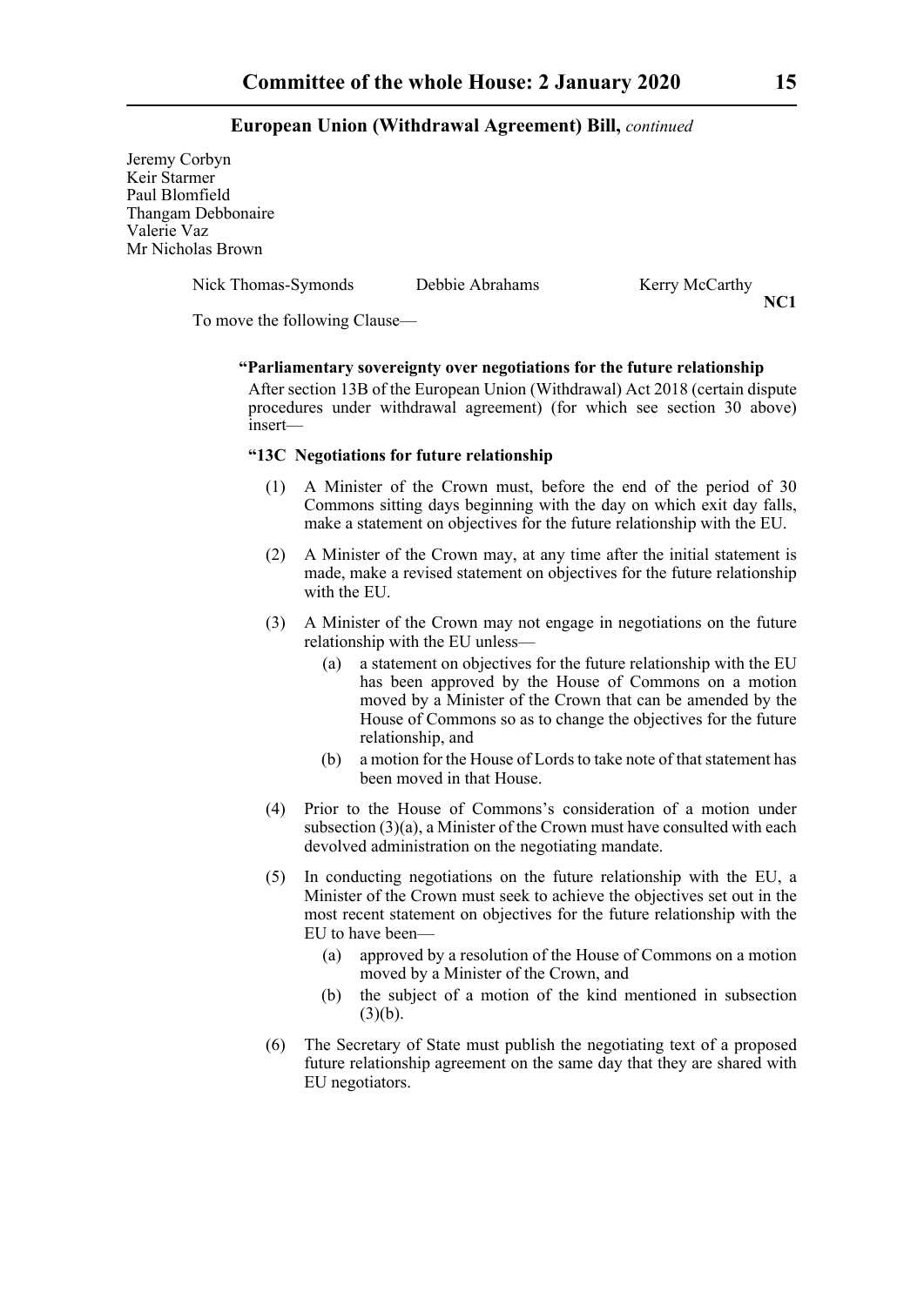Jeremy Corbyn
Keir Starmer
Paul Blomfield
Thangam Debbonaire
Valerie Vaz
Mr Nicholas Brown

Nick Thomas-Symonds    Debbie Abrahams    Kerry McCarthy

**NC1**

To move the following Clause—

**"Parliamentary sovereignty over negotiations for the future relationship**

After section 13B of the European Union (Withdrawal) Act 2018 (certain dispute procedures under withdrawal agreement) (for which see section 30 above) insert—

**"13C Negotiations for future relationship**

(1) A Minister of the Crown must, before the end of the period of 30 Commons sitting days beginning with the day on which exit day falls, make a statement on objectives for the future relationship with the EU.

(2) A Minister of the Crown may, at any time after the initial statement is made, make a revised statement on objectives for the future relationship with the EU.

(3) A Minister of the Crown may not engage in negotiations on the future relationship with the EU unless—

(a) a statement on objectives for the future relationship with the EU has been approved by the House of Commons on a motion moved by a Minister of the Crown that can be amended by the House of Commons so as to change the objectives for the future relationship, and

(b) a motion for the House of Lords to take note of that statement has been moved in that House.

(4) Prior to the House of Commons's consideration of a motion under subsection (3)(a), a Minister of the Crown must have consulted with each devolved administration on the negotiating mandate.

(5) In conducting negotiations on the future relationship with the EU, a Minister of the Crown must seek to achieve the objectives set out in the most recent statement on objectives for the future relationship with the EU to have been—

(a) approved by a resolution of the House of Commons on a motion moved by a Minister of the Crown, and

(b) the subject of a motion of the kind mentioned in subsection (3)(b).

(6) The Secretary of State must publish the negotiating text of a proposed future relationship agreement on the same day that they are shared with EU negotiators.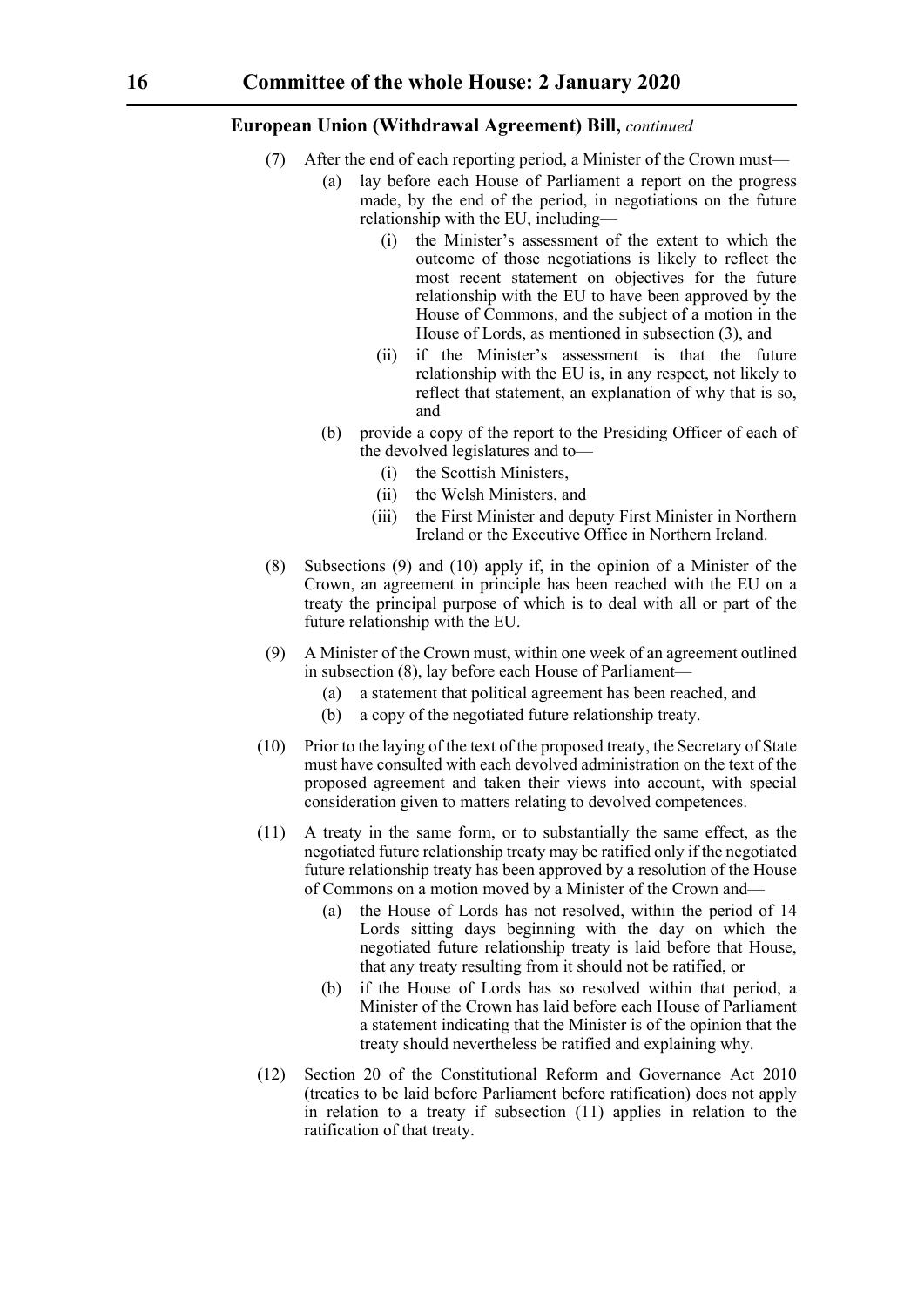**European Union (Withdrawal Agreement) Bill,** *continued*

(7) After the end of each reporting period, a Minister of the Crown must—

  (a) lay before each House of Parliament a report on the progress made, by the end of the period, in negotiations on the future relationship with the EU, including—

    (i) the Minister's assessment of the extent to which the outcome of those negotiations is likely to reflect the most recent statement on objectives for the future relationship with the EU to have been approved by the House of Commons, and the subject of a motion in the House of Lords, as mentioned in subsection (3), and

    (ii) if the Minister's assessment is that the future relationship with the EU is, in any respect, not likely to reflect that statement, an explanation of why that is so, and

  (b) provide a copy of the report to the Presiding Officer of each of the devolved legislatures and to—

    (i) the Scottish Ministers,

    (ii) the Welsh Ministers, and

    (iii) the First Minister and deputy First Minister in Northern Ireland or the Executive Office in Northern Ireland.

(8) Subsections (9) and (10) apply if, in the opinion of a Minister of the Crown, an agreement in principle has been reached with the EU on a treaty the principal purpose of which is to deal with all or part of the future relationship with the EU.

(9) A Minister of the Crown must, within one week of an agreement outlined in subsection (8), lay before each House of Parliament—

  (a) a statement that political agreement has been reached, and

  (b) a copy of the negotiated future relationship treaty.

(10) Prior to the laying of the text of the proposed treaty, the Secretary of State must have consulted with each devolved administration on the text of the proposed agreement and taken their views into account, with special consideration given to matters relating to devolved competences.

(11) A treaty in the same form, or to substantially the same effect, as the negotiated future relationship treaty may be ratified only if the negotiated future relationship treaty has been approved by a resolution of the House of Commons on a motion moved by a Minister of the Crown and—

  (a) the House of Lords has not resolved, within the period of 14 Lords sitting days beginning with the day on which the negotiated future relationship treaty is laid before that House, that any treaty resulting from it should not be ratified, or

  (b) if the House of Lords has so resolved within that period, a Minister of the Crown has laid before each House of Parliament a statement indicating that the Minister is of the opinion that the treaty should nevertheless be ratified and explaining why.

(12) Section 20 of the Constitutional Reform and Governance Act 2010 (treaties to be laid before Parliament before ratification) does not apply in relation to a treaty if subsection (11) applies in relation to the ratification of that treaty.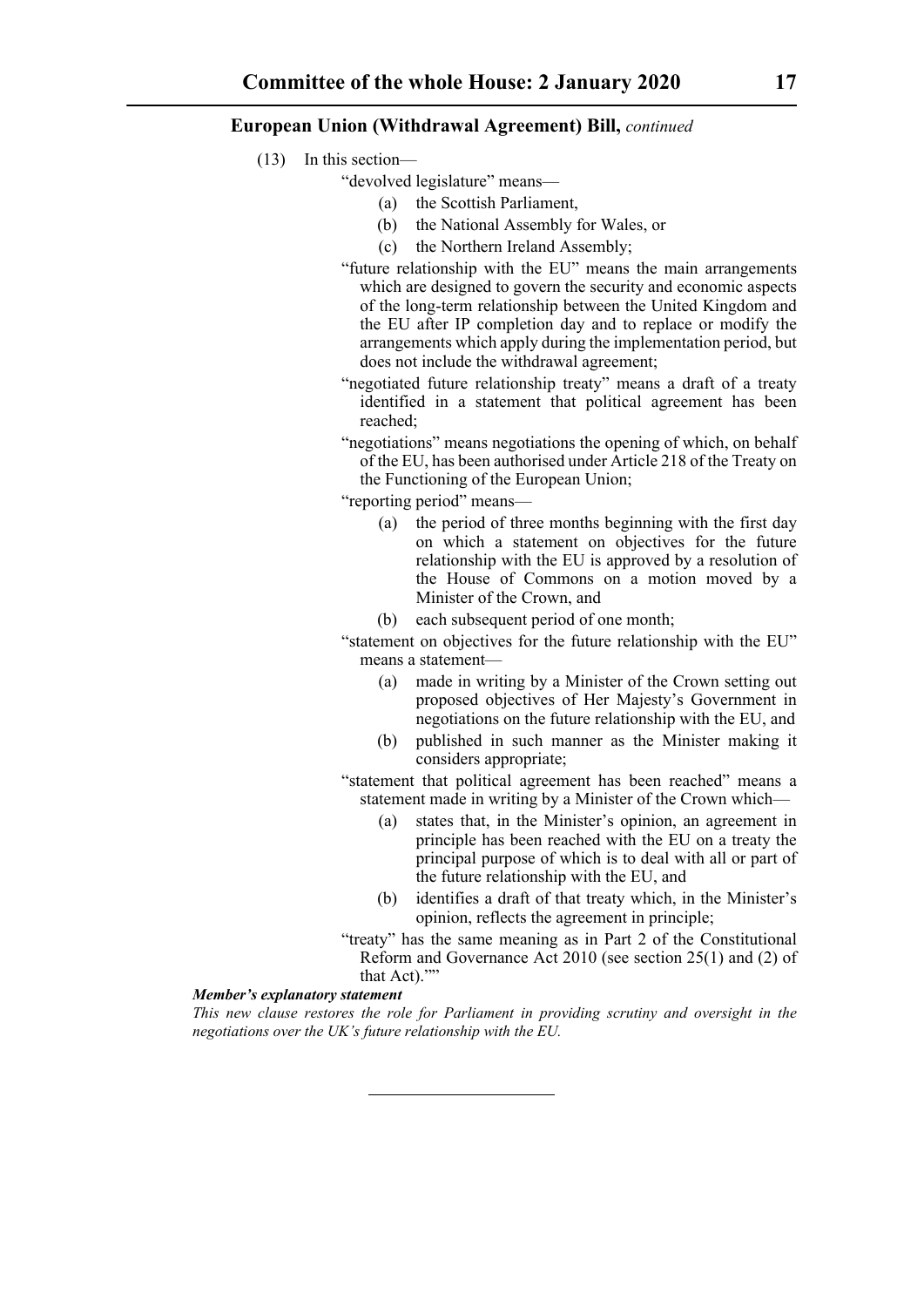**European Union (Withdrawal Agreement) Bill,** *continued*

(13) In this section—

"devolved legislature" means—

(a) the Scottish Parliament,

(b) the National Assembly for Wales, or

(c) the Northern Ireland Assembly;

"future relationship with the EU" means the main arrangements which are designed to govern the security and economic aspects of the long-term relationship between the United Kingdom and the EU after IP completion day and to replace or modify the arrangements which apply during the implementation period, but does not include the withdrawal agreement;

"negotiated future relationship treaty" means a draft of a treaty identified in a statement that political agreement has been reached;

"negotiations" means negotiations the opening of which, on behalf of the EU, has been authorised under Article 218 of the Treaty on the Functioning of the European Union;

"reporting period" means—

(a) the period of three months beginning with the first day on which a statement on objectives for the future relationship with the EU is approved by a resolution of the House of Commons on a motion moved by a Minister of the Crown, and

(b) each subsequent period of one month;

"statement on objectives for the future relationship with the EU" means a statement—

(a) made in writing by a Minister of the Crown setting out proposed objectives of Her Majesty's Government in negotiations on the future relationship with the EU, and

(b) published in such manner as the Minister making it considers appropriate;

"statement that political agreement has been reached" means a statement made in writing by a Minister of the Crown which—

(a) states that, in the Minister's opinion, an agreement in principle has been reached with the EU on a treaty the principal purpose of which is to deal with all or part of the future relationship with the EU, and

(b) identifies a draft of that treaty which, in the Minister's opinion, reflects the agreement in principle;

"treaty" has the same meaning as in Part 2 of the Constitutional Reform and Governance Act 2010 (see section 25(1) and (2) of that Act).""

***Member's explanatory statement***

*This new clause restores the role for Parliament in providing scrutiny and oversight in the negotiations over the UK's future relationship with the EU.*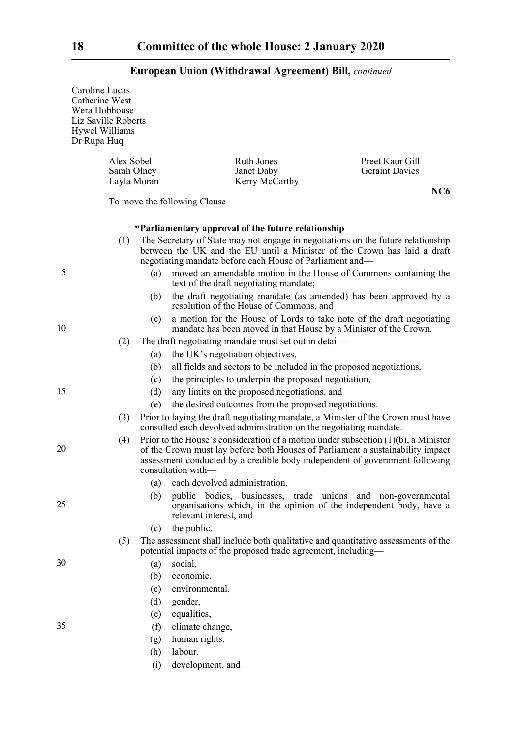**European Union (Withdrawal Agreement) Bill,** *continued*

Caroline Lucas
Catherine West
Wera Hobhouse
Liz Saville Roberts
Hywel Williams
Dr Rupa Huq

Alex Sobel
Sarah Olney
Layla Moran
Ruth Jones
Janet Daby
Kerry McCarthy
Preet Kaur Gill
Geraint Davies

**NC6**

To move the following Clause—

**"Parliamentary approval of the future relationship**

(1) The Secretary of State may not engage in negotiations on the future relationship between the UK and the EU until a Minister of the Crown has laid a draft negotiating mandate before each House of Parliament and—

  (a) moved an amendable motion in the House of Commons containing the text of the draft negotiating mandate;

  (b) the draft negotiating mandate (as amended) has been approved by a resolution of the House of Commons, and

  (c) a motion for the House of Lords to take note of the draft negotiating mandate has been moved in that House by a Minister of the Crown.

(2) The draft negotiating mandate must set out in detail—

  (a) the UK's negotiation objectives,

  (b) all fields and sectors to be included in the proposed negotiations,

  (c) the principles to underpin the proposed negotiation,

  (d) any limits on the proposed negotiations, and

  (e) the desired outcomes from the proposed negotiations.

(3) Prior to laying the draft negotiating mandate, a Minister of the Crown must have consulted each devolved administration on the negotiating mandate.

(4) Prior to the House's consideration of a motion under subsection (1)(b), a Minister of the Crown must lay before both Houses of Parliament a sustainability impact assessment conducted by a credible body independent of government following consultation with—

  (a) each devolved administration,

  (b) public bodies, businesses, trade unions and non-governmental organisations which, in the opinion of the independent body, have a relevant interest, and

  (c) the public.

(5) The assessment shall include both qualitative and quantitative assessments of the potential impacts of the proposed trade agreement, including—

  (a) social,

  (b) economic,

  (c) environmental,

  (d) gender,

  (e) equalities,

  (f) climate change,

  (g) human rights,

  (h) labour,

  (i) development, and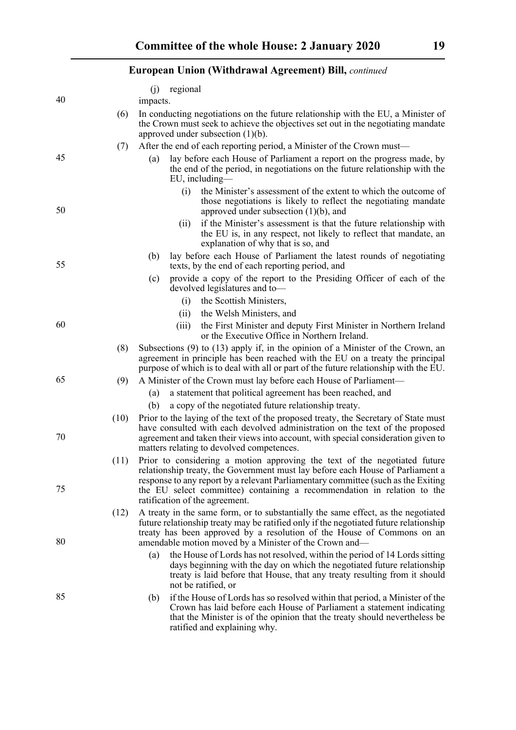(j) regional

impacts.

(6) In conducting negotiations on the future relationship with the EU, a Minister of the Crown must seek to achieve the objectives set out in the negotiating mandate approved under subsection (1)(b).

(7) After the end of each reporting period, a Minister of the Crown must—

(a) lay before each House of Parliament a report on the progress made, by the end of the period, in negotiations on the future relationship with the EU, including—

(i) the Minister's assessment of the extent to which the outcome of those negotiations is likely to reflect the negotiating mandate approved under subsection (1)(b), and

(ii) if the Minister's assessment is that the future relationship with the EU is, in any respect, not likely to reflect that mandate, an explanation of why that is so, and

(b) lay before each House of Parliament the latest rounds of negotiating texts, by the end of each reporting period, and

(c) provide a copy of the report to the Presiding Officer of each of the devolved legislatures and to—

(i) the Scottish Ministers,

(ii) the Welsh Ministers, and

(iii) the First Minister and deputy First Minister in Northern Ireland or the Executive Office in Northern Ireland.

(8) Subsections (9) to (13) apply if, in the opinion of a Minister of the Crown, an agreement in principle has been reached with the EU on a treaty the principal purpose of which is to deal with all or part of the future relationship with the EU.

(9) A Minister of the Crown must lay before each House of Parliament—

(a) a statement that political agreement has been reached, and

(b) a copy of the negotiated future relationship treaty.

(10) Prior to the laying of the text of the proposed treaty, the Secretary of State must have consulted with each devolved administration on the text of the proposed agreement and taken their views into account, with special consideration given to matters relating to devolved competences.

(11) Prior to considering a motion approving the text of the negotiated future relationship treaty, the Government must lay before each House of Parliament a response to any report by a relevant Parliamentary committee (such as the Exiting the EU select committee) containing a recommendation in relation to the ratification of the agreement.

(12) A treaty in the same form, or to substantially the same effect, as the negotiated future relationship treaty may be ratified only if the negotiated future relationship treaty has been approved by a resolution of the House of Commons on an amendable motion moved by a Minister of the Crown and—

(a) the House of Lords has not resolved, within the period of 14 Lords sitting days beginning with the day on which the negotiated future relationship treaty is laid before that House, that any treaty resulting from it should not be ratified, or

(b) if the House of Lords has so resolved within that period, a Minister of the Crown has laid before each House of Parliament a statement indicating that the Minister is of the opinion that the treaty should nevertheless be ratified and explaining why.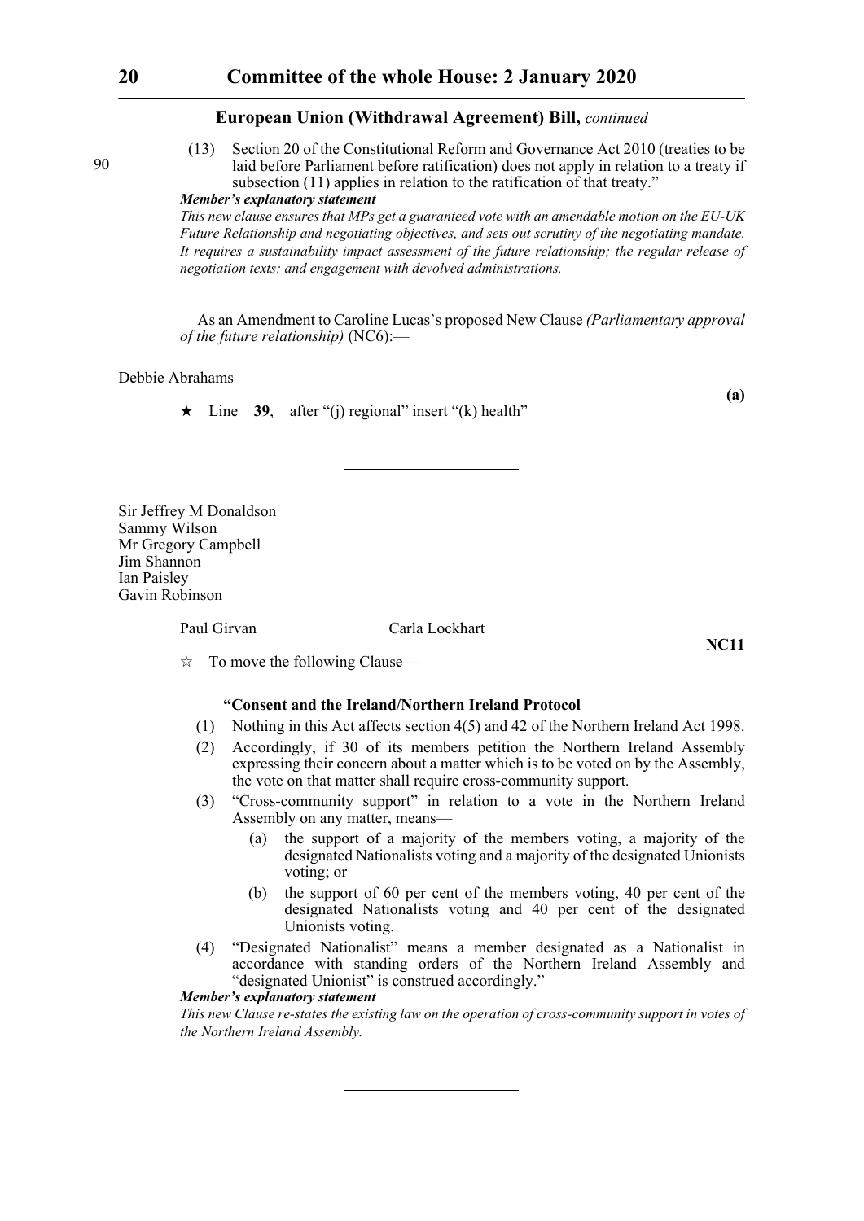## European Union (Withdrawal Agreement) Bill, *continued*

(13) Section 20 of the Constitutional Reform and Governance Act 2010 (treaties to be laid before Parliament before ratification) does not apply in relation to a treaty if subsection (11) applies in relation to the ratification of that treaty."

***Member's explanatory statement***

*This new clause ensures that MPs get a guaranteed vote with an amendable motion on the EU-UK Future Relationship and negotiating objectives, and sets out scrutiny of the negotiating mandate. It requires a sustainability impact assessment of the future relationship; the regular release of negotiation texts; and engagement with devolved administrations.*

As an Amendment to Caroline Lucas's proposed New Clause *(Parliamentary approval of the future relationship)* (NC6):—

Debbie Abrahams

**(a)**

★ Line **39**, after "(j) regional" insert "(k) health"

---

Sir Jeffrey M Donaldson
Sammy Wilson
Mr Gregory Campbell
Jim Shannon
Ian Paisley
Gavin Robinson

Paul Girvan    Carla Lockhart

**NC11**

☆ To move the following Clause—

**"Consent and the Ireland/Northern Ireland Protocol**

(1) Nothing in this Act affects section 4(5) and 42 of the Northern Ireland Act 1998.

(2) Accordingly, if 30 of its members petition the Northern Ireland Assembly expressing their concern about a matter which is to be voted on by the Assembly, the vote on that matter shall require cross-community support.

(3) "Cross-community support" in relation to a vote in the Northern Ireland Assembly on any matter, means—

   (a) the support of a majority of the members voting, a majority of the designated Nationalists voting and a majority of the designated Unionists voting; or

   (b) the support of 60 per cent of the members voting, 40 per cent of the designated Nationalists voting and 40 per cent of the designated Unionists voting.

(4) "Designated Nationalist" means a member designated as a Nationalist in accordance with standing orders of the Northern Ireland Assembly and "designated Unionist" is construed accordingly."

***Member's explanatory statement***

*This new Clause re-states the existing law on the operation of cross-community support in votes of the Northern Ireland Assembly.*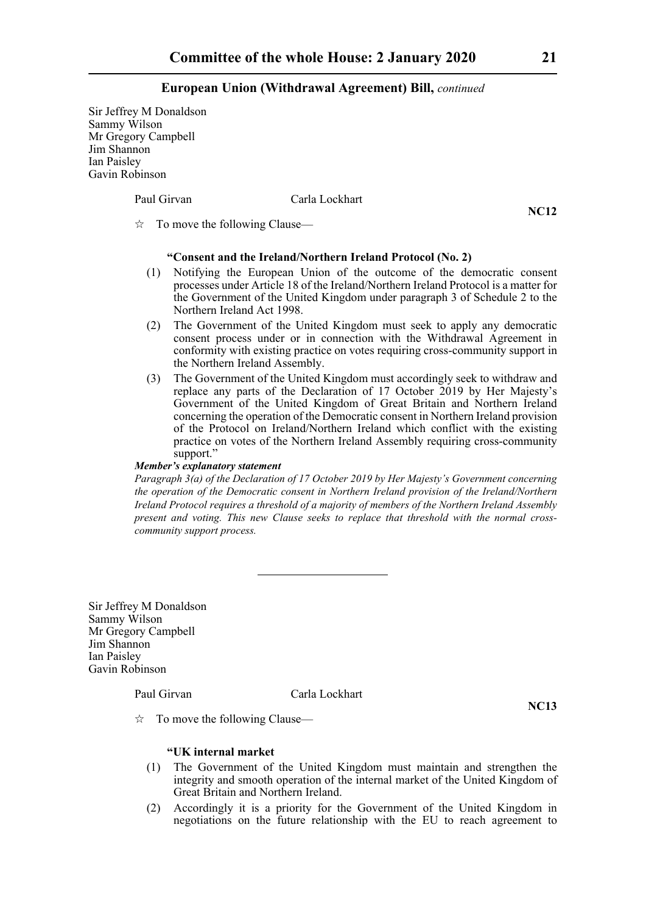Sir Jeffrey M Donaldson
Sammy Wilson
Mr Gregory Campbell
Jim Shannon
Ian Paisley
Gavin Robinson

Paul Girvan Carla Lockhart

**NC12**

☆ To move the following Clause—

**"Consent and the Ireland/Northern Ireland Protocol (No. 2)**

(1) Notifying the European Union of the outcome of the democratic consent processes under Article 18 of the Ireland/Northern Ireland Protocol is a matter for the Government of the United Kingdom under paragraph 3 of Schedule 2 to the Northern Ireland Act 1998.

(2) The Government of the United Kingdom must seek to apply any democratic consent process under or in connection with the Withdrawal Agreement in conformity with existing practice on votes requiring cross-community support in the Northern Ireland Assembly.

(3) The Government of the United Kingdom must accordingly seek to withdraw and replace any parts of the Declaration of 17 October 2019 by Her Majesty's Government of the United Kingdom of Great Britain and Northern Ireland concerning the operation of the Democratic consent in Northern Ireland provision of the Protocol on Ireland/Northern Ireland which conflict with the existing practice on votes of the Northern Ireland Assembly requiring cross-community support."

***Member's explanatory statement***

*Paragraph 3(a) of the Declaration of 17 October 2019 by Her Majesty's Government concerning the operation of the Democratic consent in Northern Ireland provision of the Ireland/Northern Ireland Protocol requires a threshold of a majority of members of the Northern Ireland Assembly present and voting. This new Clause seeks to replace that threshold with the normal cross-community support process.*

---

Sir Jeffrey M Donaldson
Sammy Wilson
Mr Gregory Campbell
Jim Shannon
Ian Paisley
Gavin Robinson

Paul Girvan Carla Lockhart

**NC13**

☆ To move the following Clause—

**"UK internal market**

(1) The Government of the United Kingdom must maintain and strengthen the integrity and smooth operation of the internal market of the United Kingdom of Great Britain and Northern Ireland.

(2) Accordingly it is a priority for the Government of the United Kingdom in negotiations on the future relationship with the EU to reach agreement to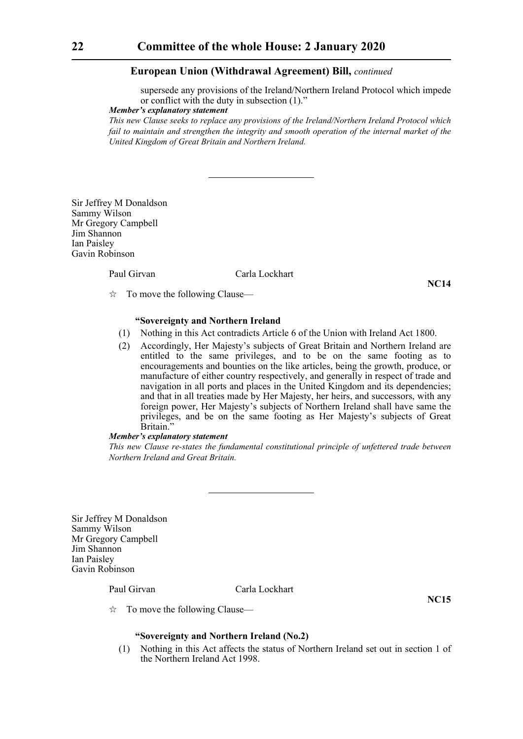supersede any provisions of the Ireland/Northern Ireland Protocol which impede or conflict with the duty in subsection (1)."

***Member's explanatory statement***

*This new Clause seeks to replace any provisions of the Ireland/Northern Ireland Protocol which fail to maintain and strengthen the integrity and smooth operation of the internal market of the United Kingdom of Great Britain and Northern Ireland.*

---

Sir Jeffrey M Donaldson
Sammy Wilson
Mr Gregory Campbell
Jim Shannon
Ian Paisley
Gavin Robinson

Paul Girvan Carla Lockhart

**NC14**

☆ To move the following Clause—

**"Sovereignty and Northern Ireland**

(1) Nothing in this Act contradicts Article 6 of the Union with Ireland Act 1800.

(2) Accordingly, Her Majesty's subjects of Great Britain and Northern Ireland are entitled to the same privileges, and to be on the same footing as to encouragements and bounties on the like articles, being the growth, produce, or manufacture of either country respectively, and generally in respect of trade and navigation in all ports and places in the United Kingdom and its dependencies; and that in all treaties made by Her Majesty, her heirs, and successors, with any foreign power, Her Majesty's subjects of Northern Ireland shall have same the privileges, and be on the same footing as Her Majesty's subjects of Great Britain."

***Member's explanatory statement***

*This new Clause re-states the fundamental constitutional principle of unfettered trade between Northern Ireland and Great Britain.*

---

Sir Jeffrey M Donaldson
Sammy Wilson
Mr Gregory Campbell
Jim Shannon
Ian Paisley
Gavin Robinson

Paul Girvan Carla Lockhart

**NC15**

☆ To move the following Clause—

**"Sovereignty and Northern Ireland (No.2)**

(1) Nothing in this Act affects the status of Northern Ireland set out in section 1 of the Northern Ireland Act 1998.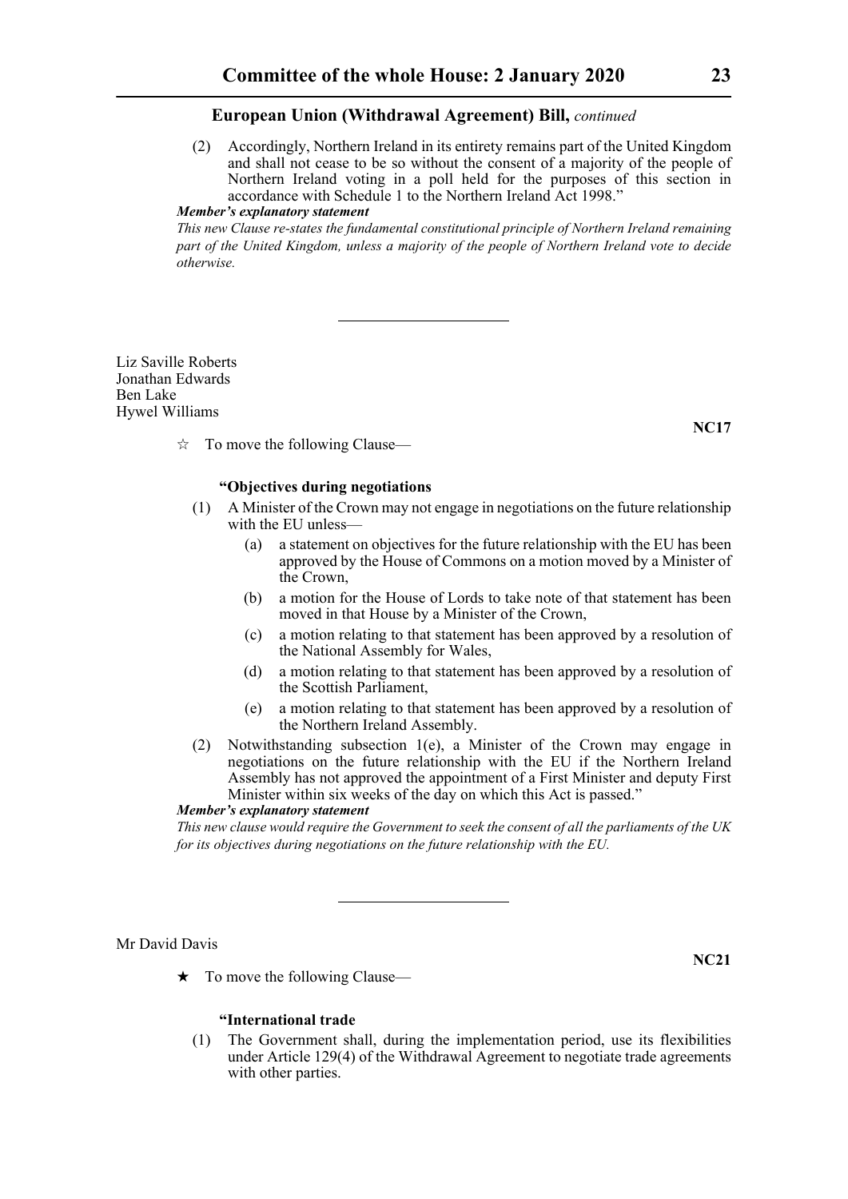(2) Accordingly, Northern Ireland in its entirety remains part of the United Kingdom and shall not cease to be so without the consent of a majority of the people of Northern Ireland voting in a poll held for the purposes of this section in accordance with Schedule 1 to the Northern Ireland Act 1998."

***Member's explanatory statement***

*This new Clause re-states the fundamental constitutional principle of Northern Ireland remaining part of the United Kingdom, unless a majority of the people of Northern Ireland vote to decide otherwise.*

---

Liz Saville Roberts
Jonathan Edwards
Ben Lake
Hywel Williams

**NC17**

☆ To move the following Clause—

**"Objectives during negotiations**

(1) A Minister of the Crown may not engage in negotiations on the future relationship with the EU unless—

(a) a statement on objectives for the future relationship with the EU has been approved by the House of Commons on a motion moved by a Minister of the Crown,

(b) a motion for the House of Lords to take note of that statement has been moved in that House by a Minister of the Crown,

(c) a motion relating to that statement has been approved by a resolution of the National Assembly for Wales,

(d) a motion relating to that statement has been approved by a resolution of the Scottish Parliament,

(e) a motion relating to that statement has been approved by a resolution of the Northern Ireland Assembly.

(2) Notwithstanding subsection 1(e), a Minister of the Crown may engage in negotiations on the future relationship with the EU if the Northern Ireland Assembly has not approved the appointment of a First Minister and deputy First Minister within six weeks of the day on which this Act is passed."

***Member's explanatory statement***

*This new clause would require the Government to seek the consent of all the parliaments of the UK for its objectives during negotiations on the future relationship with the EU.*

---

Mr David Davis

**NC21**

★ To move the following Clause—

**"International trade**

(1) The Government shall, during the implementation period, use its flexibilities under Article 129(4) of the Withdrawal Agreement to negotiate trade agreements with other parties.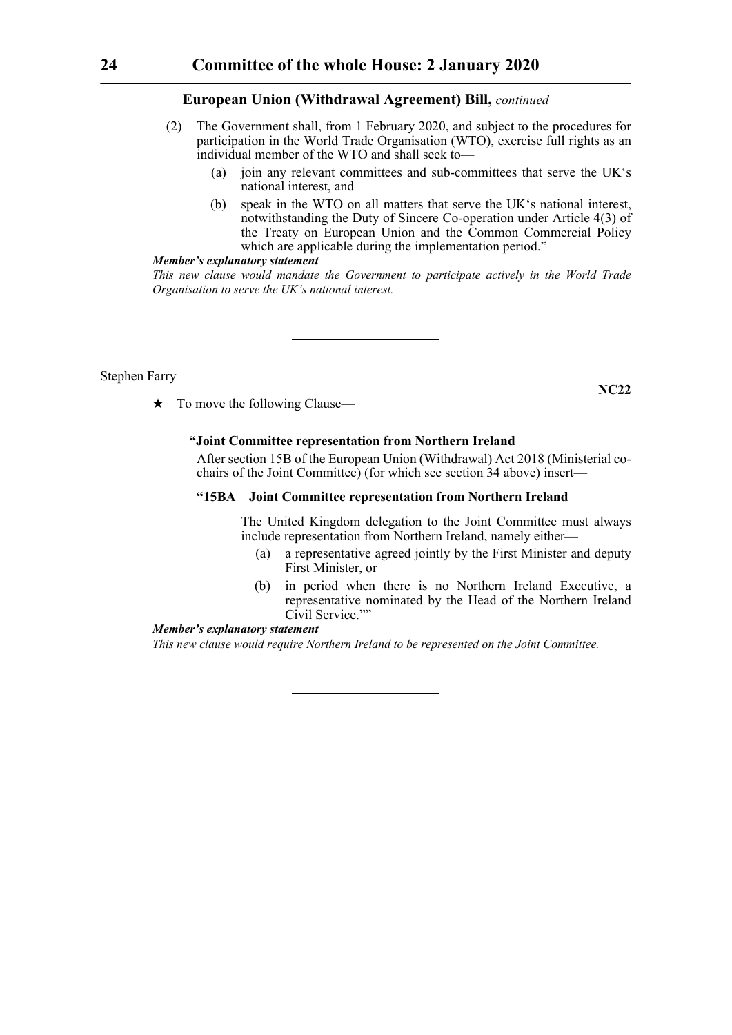**European Union (Withdrawal Agreement) Bill,** *continued*

(2) The Government shall, from 1 February 2020, and subject to the procedures for participation in the World Trade Organisation (WTO), exercise full rights as an individual member of the WTO and shall seek to—

(a) join any relevant committees and sub-committees that serve the UK's national interest, and

(b) speak in the WTO on all matters that serve the UK's national interest, notwithstanding the Duty of Sincere Co-operation under Article 4(3) of the Treaty on European Union and the Common Commercial Policy which are applicable during the implementation period."

***Member's explanatory statement***

*This new clause would mandate the Government to participate actively in the World Trade Organisation to serve the UK's national interest.*

---

Stephen Farry

**NC22**

★ To move the following Clause—

**"Joint Committee representation from Northern Ireland**

After section 15B of the European Union (Withdrawal) Act 2018 (Ministerial co-chairs of the Joint Committee) (for which see section 34 above) insert—

**"15BA Joint Committee representation from Northern Ireland**

The United Kingdom delegation to the Joint Committee must always include representation from Northern Ireland, namely either—

(a) a representative agreed jointly by the First Minister and deputy First Minister, or

(b) in period when there is no Northern Ireland Executive, a representative nominated by the Head of the Northern Ireland Civil Service.""

***Member's explanatory statement***

*This new clause would require Northern Ireland to be represented on the Joint Committee.*

---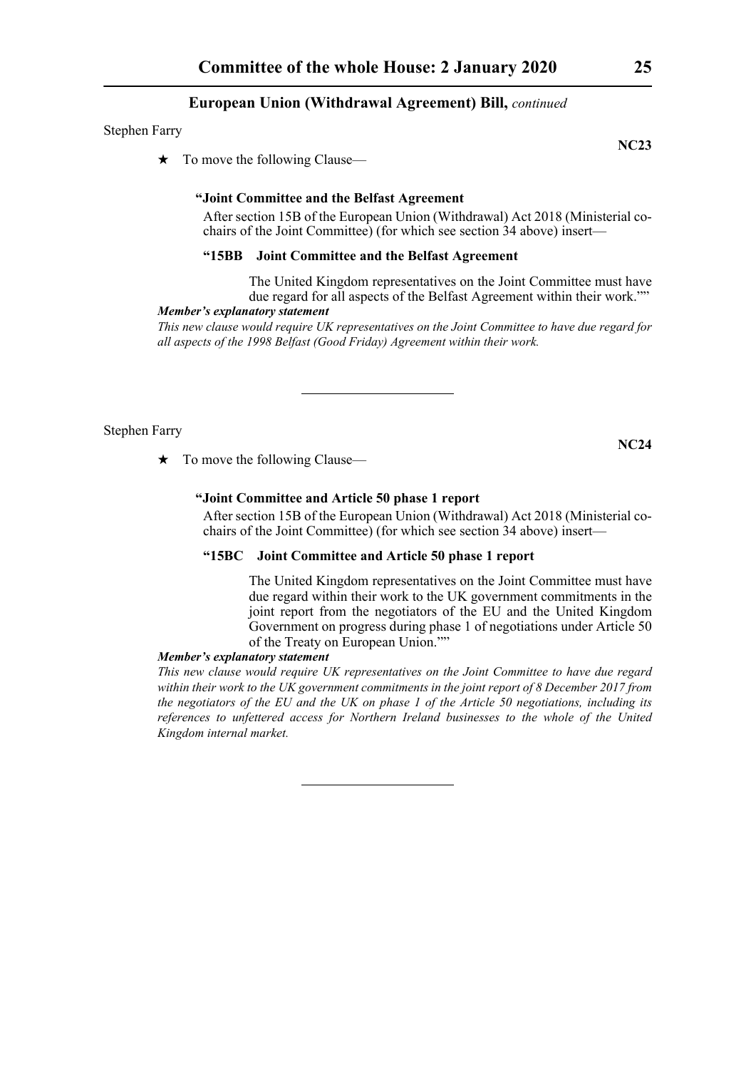**European Union (Withdrawal Agreement) Bill,** *continued*

Stephen Farry

**NC23**

★ To move the following Clause—

**"Joint Committee and the Belfast Agreement**

After section 15B of the European Union (Withdrawal) Act 2018 (Ministerial co-chairs of the Joint Committee) (for which see section 34 above) insert—

**"15BB Joint Committee and the Belfast Agreement**

The United Kingdom representatives on the Joint Committee must have due regard for all aspects of the Belfast Agreement within their work.""

***Member's explanatory statement***

*This new clause would require UK representatives on the Joint Committee to have due regard for all aspects of the 1998 Belfast (Good Friday) Agreement within their work.*

---

Stephen Farry

**NC24**

★ To move the following Clause—

**"Joint Committee and Article 50 phase 1 report**

After section 15B of the European Union (Withdrawal) Act 2018 (Ministerial co-chairs of the Joint Committee) (for which see section 34 above) insert—

**"15BC Joint Committee and Article 50 phase 1 report**

The United Kingdom representatives on the Joint Committee must have due regard within their work to the UK government commitments in the joint report from the negotiators of the EU and the United Kingdom Government on progress during phase 1 of negotiations under Article 50 of the Treaty on European Union.""

***Member's explanatory statement***

*This new clause would require UK representatives on the Joint Committee to have due regard within their work to the UK government commitments in the joint report of 8 December 2017 from the negotiators of the EU and the UK on phase 1 of the Article 50 negotiations, including its references to unfettered access for Northern Ireland businesses to the whole of the United Kingdom internal market.*

---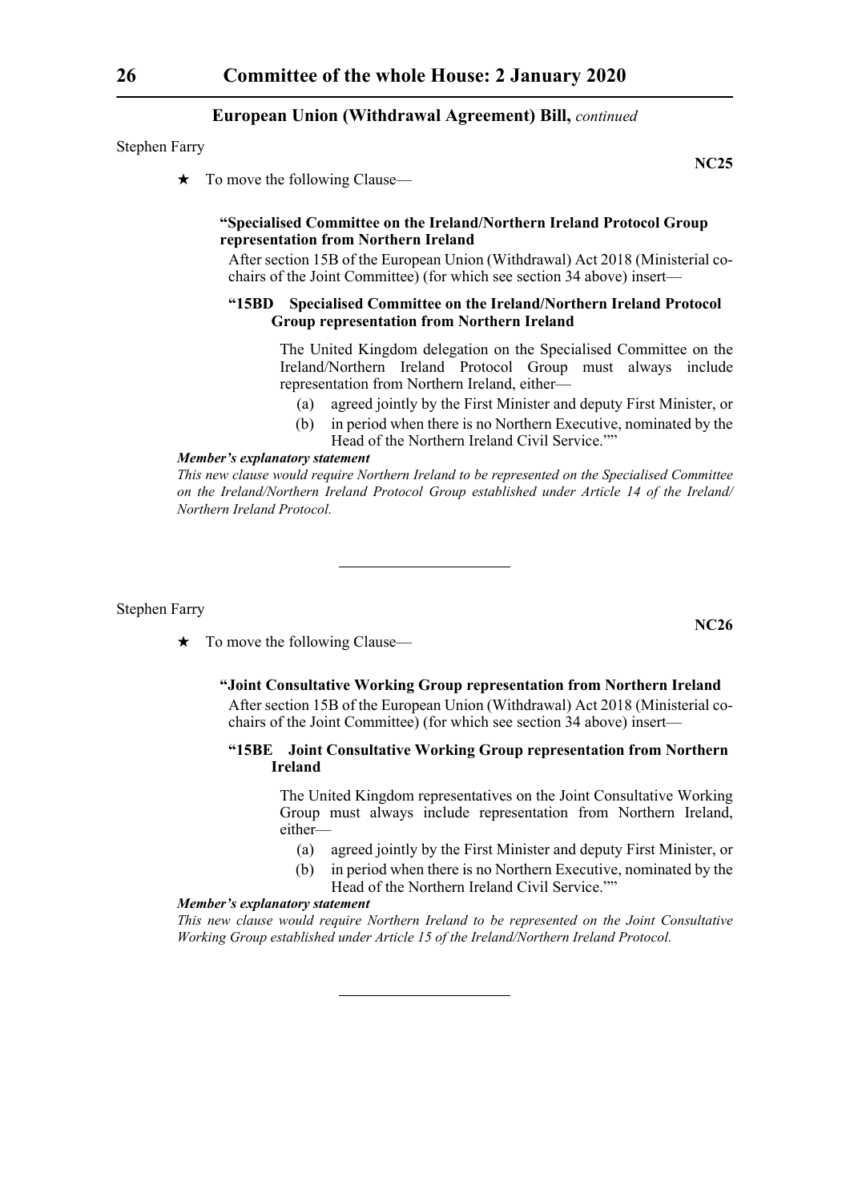Stephen Farry

**NC25**

★ To move the following Clause—

**"Specialised Committee on the Ireland/Northern Ireland Protocol Group representation from Northern Ireland**

After section 15B of the European Union (Withdrawal) Act 2018 (Ministerial co-chairs of the Joint Committee) (for which see section 34 above) insert—

**"15BD Specialised Committee on the Ireland/Northern Ireland Protocol Group representation from Northern Ireland**

The United Kingdom delegation on the Specialised Committee on the Ireland/Northern Ireland Protocol Group must always include representation from Northern Ireland, either—

(a) agreed jointly by the First Minister and deputy First Minister, or

(b) in period when there is no Northern Executive, nominated by the Head of the Northern Ireland Civil Service.""

***Member's explanatory statement***

*This new clause would require Northern Ireland to be represented on the Specialised Committee on the Ireland/Northern Ireland Protocol Group established under Article 14 of the Ireland/Northern Ireland Protocol.*

---

Stephen Farry

**NC26**

★ To move the following Clause—

**"Joint Consultative Working Group representation from Northern Ireland**

After section 15B of the European Union (Withdrawal) Act 2018 (Ministerial co-chairs of the Joint Committee) (for which see section 34 above) insert—

**"15BE Joint Consultative Working Group representation from Northern Ireland**

The United Kingdom representatives on the Joint Consultative Working Group must always include representation from Northern Ireland, either—

(a) agreed jointly by the First Minister and deputy First Minister, or

(b) in period when there is no Northern Executive, nominated by the Head of the Northern Ireland Civil Service.""

***Member's explanatory statement***

*This new clause would require Northern Ireland to be represented on the Joint Consultative Working Group established under Article 15 of the Ireland/Northern Ireland Protocol.*

---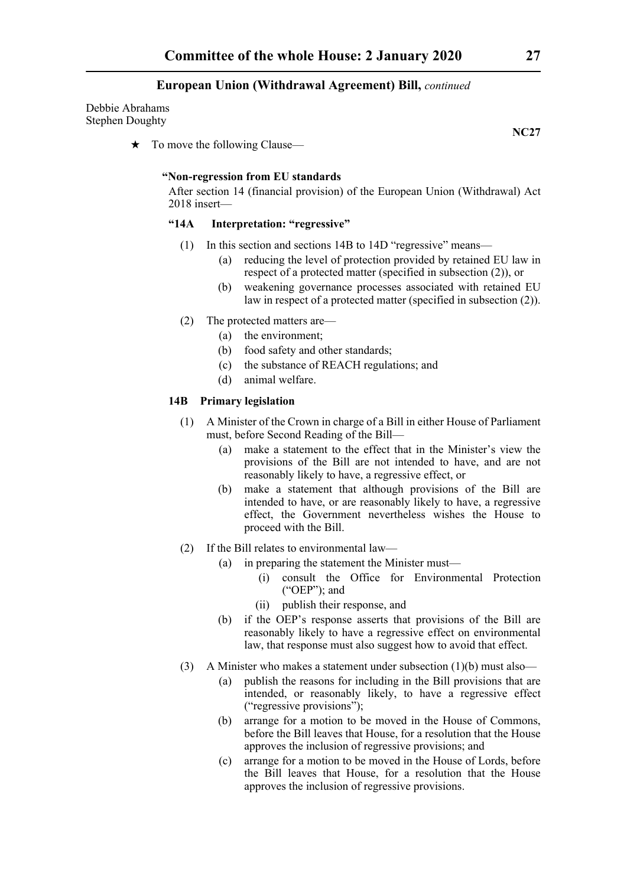Debbie Abrahams
Stephen Doughty

**NC27**

★ To move the following Clause—

**"Non-regression from EU standards**

After section 14 (financial provision) of the European Union (Withdrawal) Act 2018 insert—

**"14A Interpretation: "regressive"**

(1) In this section and sections 14B to 14D "regressive" means—

(a) reducing the level of protection provided by retained EU law in respect of a protected matter (specified in subsection (2)), or

(b) weakening governance processes associated with retained EU law in respect of a protected matter (specified in subsection (2)).

(2) The protected matters are—

(a) the environment;

(b) food safety and other standards;

(c) the substance of REACH regulations; and

(d) animal welfare.

**14B Primary legislation**

(1) A Minister of the Crown in charge of a Bill in either House of Parliament must, before Second Reading of the Bill—

(a) make a statement to the effect that in the Minister's view the provisions of the Bill are not intended to have, and are not reasonably likely to have, a regressive effect, or

(b) make a statement that although provisions of the Bill are intended to have, or are reasonably likely to have, a regressive effect, the Government nevertheless wishes the House to proceed with the Bill.

(2) If the Bill relates to environmental law—

(a) in preparing the statement the Minister must—

(i) consult the Office for Environmental Protection ("OEP"); and

(ii) publish their response, and

(b) if the OEP's response asserts that provisions of the Bill are reasonably likely to have a regressive effect on environmental law, that response must also suggest how to avoid that effect.

(3) A Minister who makes a statement under subsection (1)(b) must also—

(a) publish the reasons for including in the Bill provisions that are intended, or reasonably likely, to have a regressive effect ("regressive provisions");

(b) arrange for a motion to be moved in the House of Commons, before the Bill leaves that House, for a resolution that the House approves the inclusion of regressive provisions; and

(c) arrange for a motion to be moved in the House of Lords, before the Bill leaves that House, for a resolution that the House approves the inclusion of regressive provisions.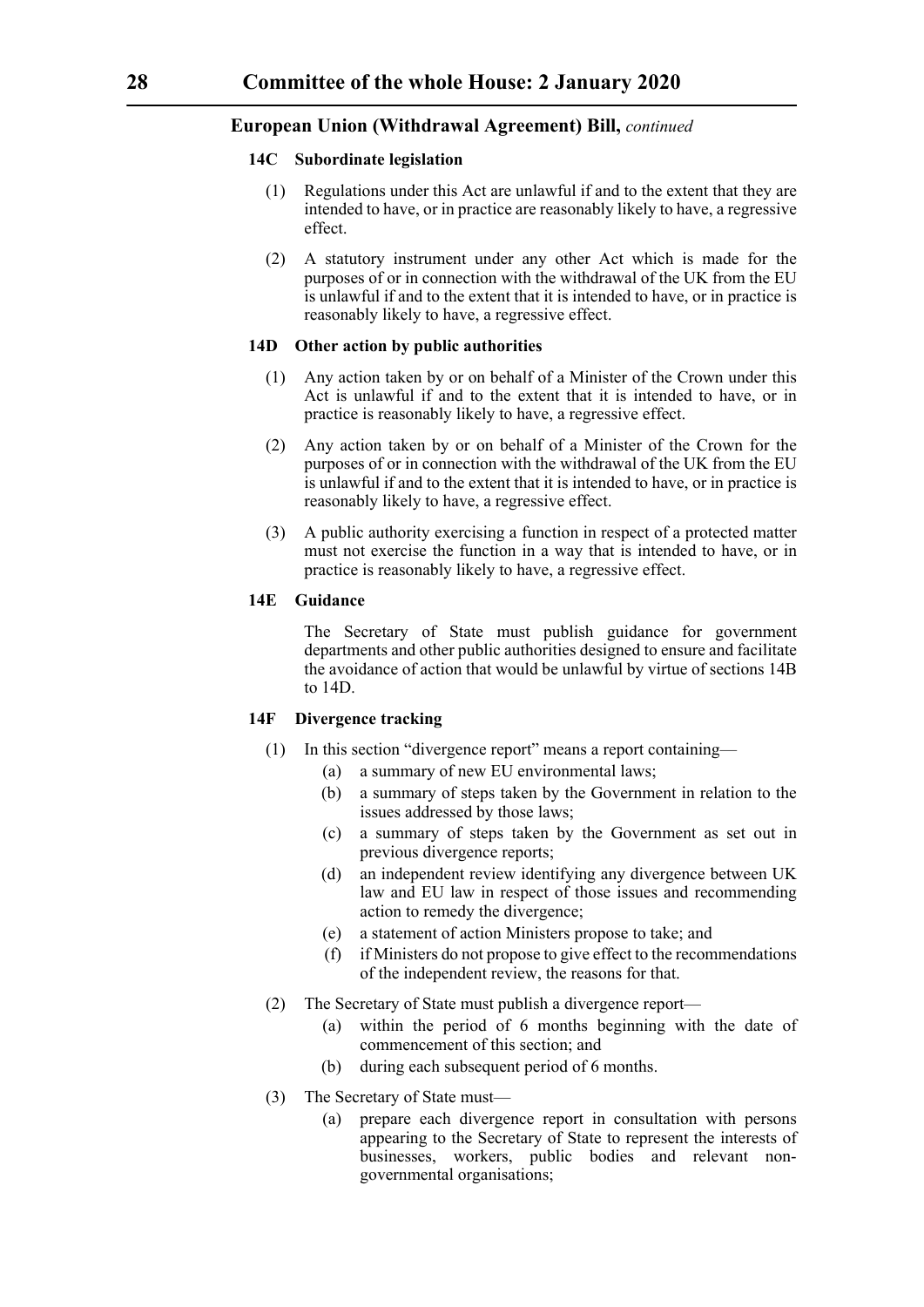**European Union (Withdrawal Agreement) Bill,** *continued*

**14C Subordinate legislation**

(1) Regulations under this Act are unlawful if and to the extent that they are intended to have, or in practice are reasonably likely to have, a regressive effect.

(2) A statutory instrument under any other Act which is made for the purposes of or in connection with the withdrawal of the UK from the EU is unlawful if and to the extent that it is intended to have, or in practice is reasonably likely to have, a regressive effect.

**14D Other action by public authorities**

(1) Any action taken by or on behalf of a Minister of the Crown under this Act is unlawful if and to the extent that it is intended to have, or in practice is reasonably likely to have, a regressive effect.

(2) Any action taken by or on behalf of a Minister of the Crown for the purposes of or in connection with the withdrawal of the UK from the EU is unlawful if and to the extent that it is intended to have, or in practice is reasonably likely to have, a regressive effect.

(3) A public authority exercising a function in respect of a protected matter must not exercise the function in a way that is intended to have, or in practice is reasonably likely to have, a regressive effect.

**14E Guidance**

The Secretary of State must publish guidance for government departments and other public authorities designed to ensure and facilitate the avoidance of action that would be unlawful by virtue of sections 14B to 14D.

**14F Divergence tracking**

(1) In this section "divergence report" means a report containing—
   (a) a summary of new EU environmental laws;
   (b) a summary of steps taken by the Government in relation to the issues addressed by those laws;
   (c) a summary of steps taken by the Government as set out in previous divergence reports;
   (d) an independent review identifying any divergence between UK law and EU law in respect of those issues and recommending action to remedy the divergence;
   (e) a statement of action Ministers propose to take; and
   (f) if Ministers do not propose to give effect to the recommendations of the independent review, the reasons for that.

(2) The Secretary of State must publish a divergence report—
   (a) within the period of 6 months beginning with the date of commencement of this section; and
   (b) during each subsequent period of 6 months.

(3) The Secretary of State must—
   (a) prepare each divergence report in consultation with persons appearing to the Secretary of State to represent the interests of businesses, workers, public bodies and relevant non-governmental organisations;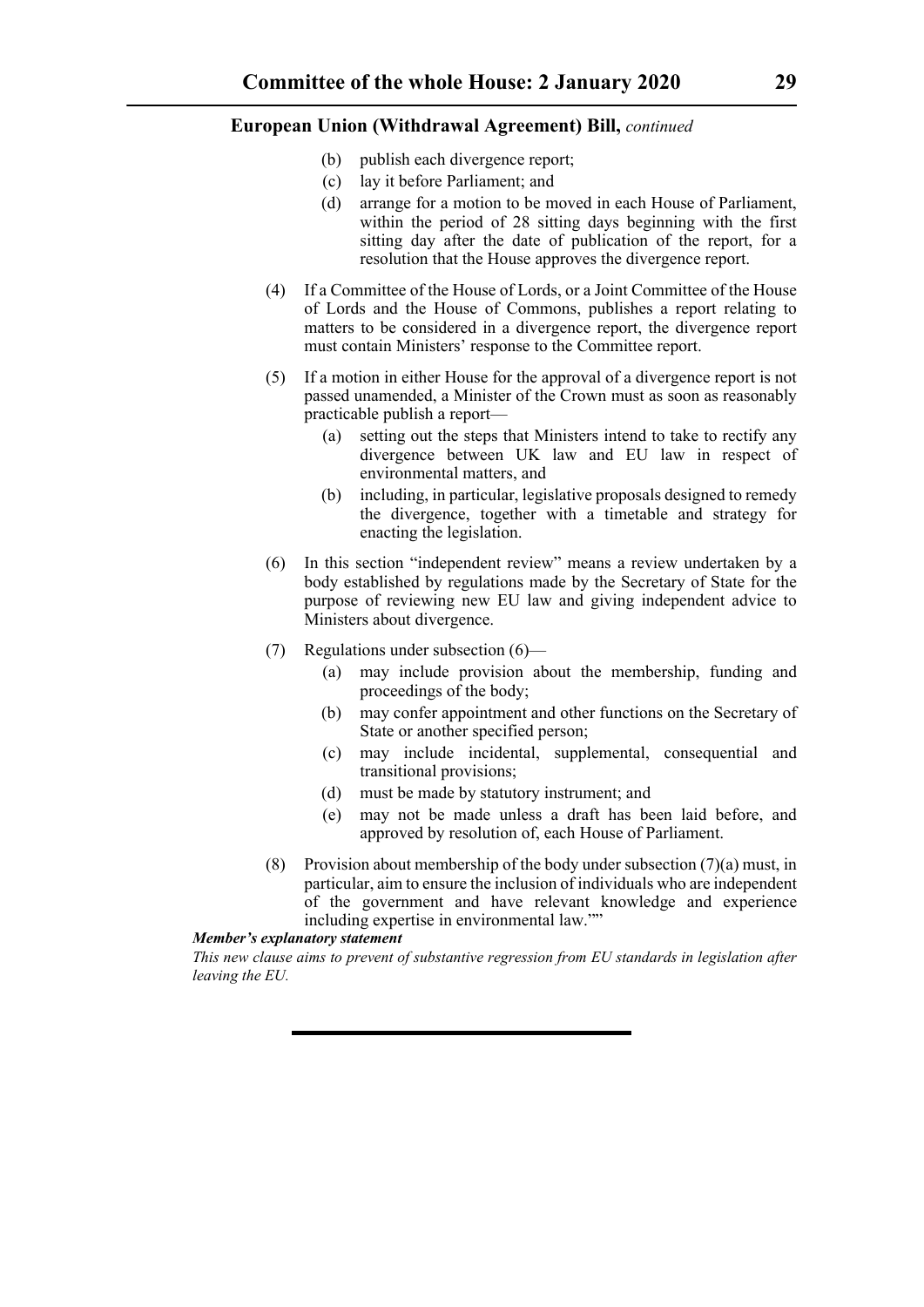**European Union (Withdrawal Agreement) Bill,** *continued*

(b) publish each divergence report;

(c) lay it before Parliament; and

(d) arrange for a motion to be moved in each House of Parliament, within the period of 28 sitting days beginning with the first sitting day after the date of publication of the report, for a resolution that the House approves the divergence report.

(4) If a Committee of the House of Lords, or a Joint Committee of the House of Lords and the House of Commons, publishes a report relating to matters to be considered in a divergence report, the divergence report must contain Ministers' response to the Committee report.

(5) If a motion in either House for the approval of a divergence report is not passed unamended, a Minister of the Crown must as soon as reasonably practicable publish a report—

(a) setting out the steps that Ministers intend to take to rectify any divergence between UK law and EU law in respect of environmental matters, and

(b) including, in particular, legislative proposals designed to remedy the divergence, together with a timetable and strategy for enacting the legislation.

(6) In this section "independent review" means a review undertaken by a body established by regulations made by the Secretary of State for the purpose of reviewing new EU law and giving independent advice to Ministers about divergence.

(7) Regulations under subsection (6)—

(a) may include provision about the membership, funding and proceedings of the body;

(b) may confer appointment and other functions on the Secretary of State or another specified person;

(c) may include incidental, supplemental, consequential and transitional provisions;

(d) must be made by statutory instrument; and

(e) may not be made unless a draft has been laid before, and approved by resolution of, each House of Parliament.

(8) Provision about membership of the body under subsection (7)(a) must, in particular, aim to ensure the inclusion of individuals who are independent of the government and have relevant knowledge and experience including expertise in environmental law.""

***Member's explanatory statement***

*This new clause aims to prevent of substantive regression from EU standards in legislation after leaving the EU.*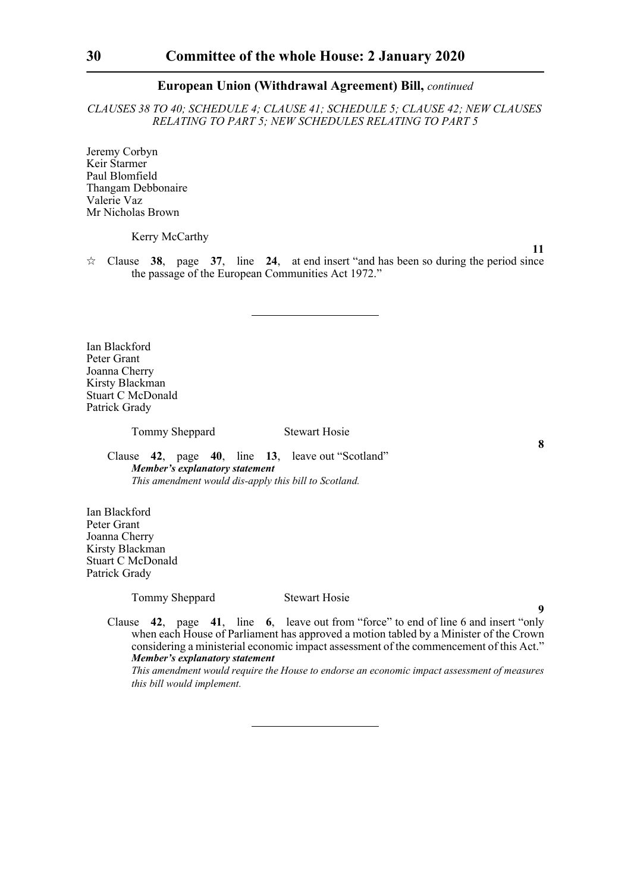## European Union (Withdrawal Agreement) Bill, *continued*

*CLAUSES 38 TO 40; SCHEDULE 4; CLAUSE 41; SCHEDULE 5; CLAUSE 42; NEW CLAUSES RELATING TO PART 5; NEW SCHEDULES RELATING TO PART 5*

Jeremy Corbyn
Keir Starmer
Paul Blomfield
Thangam Debbonaire
Valerie Vaz
Mr Nicholas Brown

Kerry McCarthy

**11**

☆ Clause **38**, page **37**, line **24**, at end insert "and has been so during the period since the passage of the European Communities Act 1972."

---

Ian Blackford
Peter Grant
Joanna Cherry
Kirsty Blackman
Stuart C McDonald
Patrick Grady

Tommy Sheppard    Stewart Hosie

**8**

Clause **42**, page **40**, line **13**, leave out "Scotland"

***Member's explanatory statement***

*This amendment would dis-apply this bill to Scotland.*

Ian Blackford
Peter Grant
Joanna Cherry
Kirsty Blackman
Stuart C McDonald
Patrick Grady

Tommy Sheppard    Stewart Hosie

**9**

Clause **42**, page **41**, line **6**, leave out from "force" to end of line 6 and insert "only when each House of Parliament has approved a motion tabled by a Minister of the Crown considering a ministerial economic impact assessment of the commencement of this Act."

***Member's explanatory statement***

*This amendment would require the House to endorse an economic impact assessment of measures this bill would implement.*

---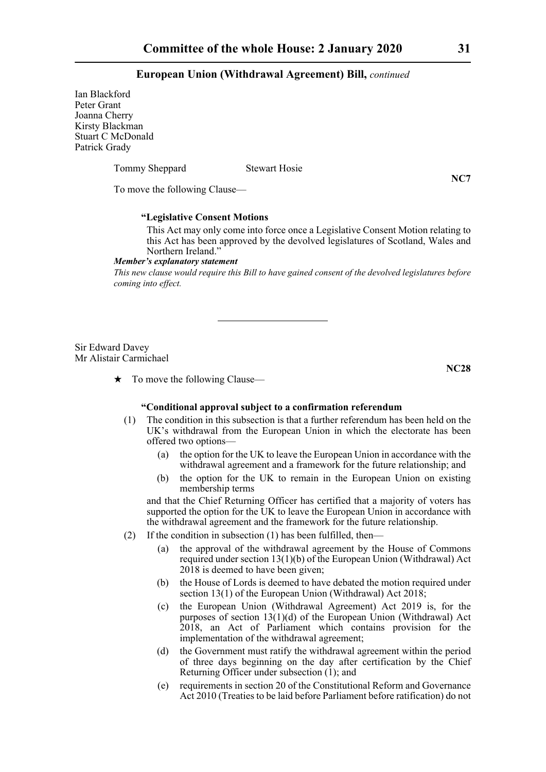Ian Blackford
Peter Grant
Joanna Cherry
Kirsty Blackman
Stuart C McDonald
Patrick Grady

Tommy Sheppard    Stewart Hosie

**NC7**

To move the following Clause—

**"Legislative Consent Motions**

This Act may only come into force once a Legislative Consent Motion relating to this Act has been approved by the devolved legislatures of Scotland, Wales and Northern Ireland."

***Member's explanatory statement***

*This new clause would require this Bill to have gained consent of the devolved legislatures before coming into effect.*

---

Sir Edward Davey
Mr Alistair Carmichael

**NC28**

★ To move the following Clause—

**"Conditional approval subject to a confirmation referendum**

(1) The condition in this subsection is that a further referendum has been held on the UK's withdrawal from the European Union in which the electorate has been offered two options—

(a) the option for the UK to leave the European Union in accordance with the withdrawal agreement and a framework for the future relationship; and

(b) the option for the UK to remain in the European Union on existing membership terms

and that the Chief Returning Officer has certified that a majority of voters has supported the option for the UK to leave the European Union in accordance with the withdrawal agreement and the framework for the future relationship.

(2) If the condition in subsection (1) has been fulfilled, then—

(a) the approval of the withdrawal agreement by the House of Commons required under section 13(1)(b) of the European Union (Withdrawal) Act 2018 is deemed to have been given;

(b) the House of Lords is deemed to have debated the motion required under section 13(1) of the European Union (Withdrawal) Act 2018;

(c) the European Union (Withdrawal Agreement) Act 2019 is, for the purposes of section 13(1)(d) of the European Union (Withdrawal) Act 2018, an Act of Parliament which contains provision for the implementation of the withdrawal agreement;

(d) the Government must ratify the withdrawal agreement within the period of three days beginning on the day after certification by the Chief Returning Officer under subsection (1); and

(e) requirements in section 20 of the Constitutional Reform and Governance Act 2010 (Treaties to be laid before Parliament before ratification) do not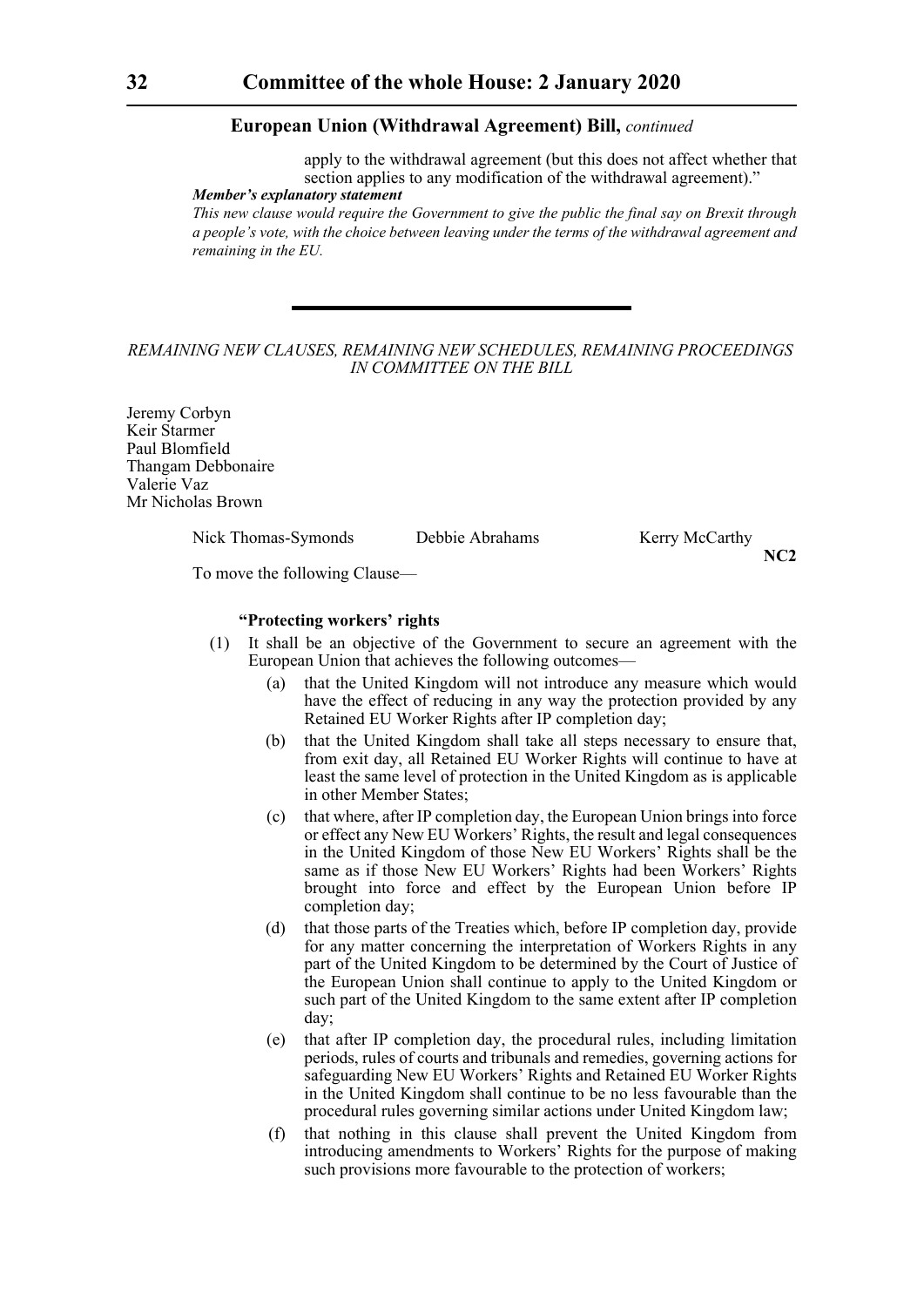apply to the withdrawal agreement (but this does not affect whether that section applies to any modification of the withdrawal agreement)."

***Member's explanatory statement***

*This new clause would require the Government to give the public the final say on Brexit through a people's vote, with the choice between leaving under the terms of the withdrawal agreement and remaining in the EU.*

---

*REMAINING NEW CLAUSES, REMAINING NEW SCHEDULES, REMAINING PROCEEDINGS IN COMMITTEE ON THE BILL*

Jeremy Corbyn
Keir Starmer
Paul Blomfield
Thangam Debbonaire
Valerie Vaz
Mr Nicholas Brown

Nick Thomas-Symonds Debbie Abrahams Kerry McCarthy

**NC2**

To move the following Clause—

**"Protecting workers' rights**

(1) It shall be an objective of the Government to secure an agreement with the European Union that achieves the following outcomes—

(a) that the United Kingdom will not introduce any measure which would have the effect of reducing in any way the protection provided by any Retained EU Worker Rights after IP completion day;

(b) that the United Kingdom shall take all steps necessary to ensure that, from exit day, all Retained EU Worker Rights will continue to have at least the same level of protection in the United Kingdom as is applicable in other Member States;

(c) that where, after IP completion day, the European Union brings into force or effect any New EU Workers' Rights, the result and legal consequences in the United Kingdom of those New EU Workers' Rights shall be the same as if those New EU Workers' Rights had been Workers' Rights brought into force and effect by the European Union before IP completion day;

(d) that those parts of the Treaties which, before IP completion day, provide for any matter concerning the interpretation of Workers Rights in any part of the United Kingdom to be determined by the Court of Justice of the European Union shall continue to apply to the United Kingdom or such part of the United Kingdom to the same extent after IP completion day;

(e) that after IP completion day, the procedural rules, including limitation periods, rules of courts and tribunals and remedies, governing actions for safeguarding New EU Workers' Rights and Retained EU Worker Rights in the United Kingdom shall continue to be no less favourable than the procedural rules governing similar actions under United Kingdom law;

(f) that nothing in this clause shall prevent the United Kingdom from introducing amendments to Workers' Rights for the purpose of making such provisions more favourable to the protection of workers;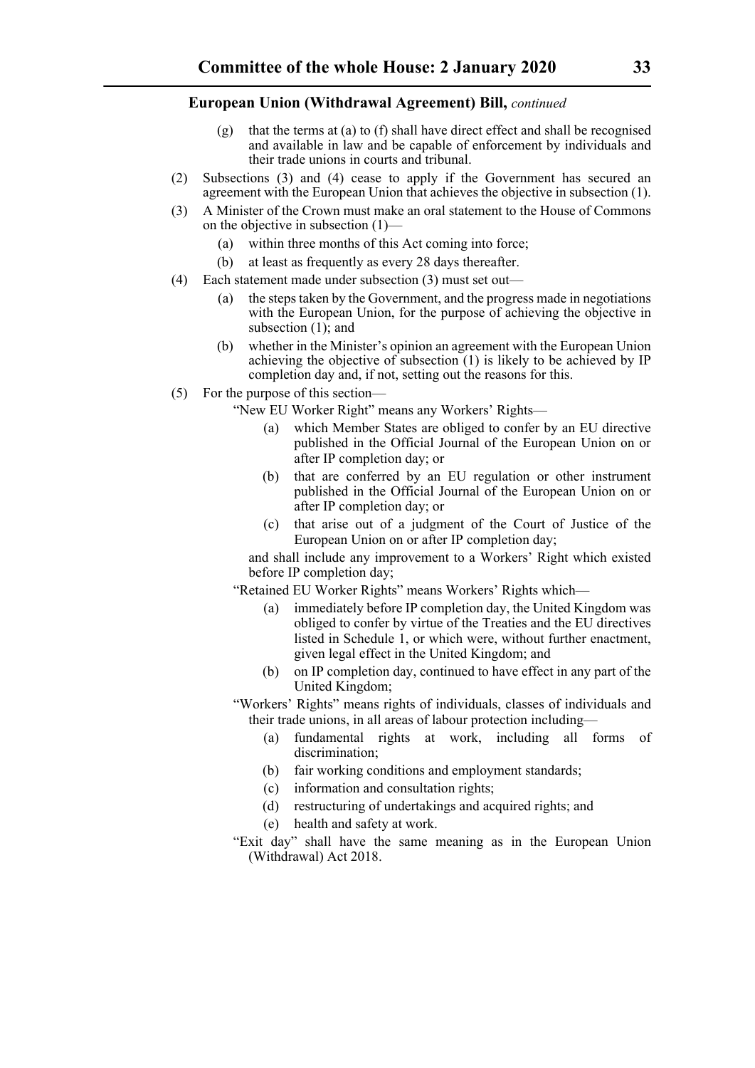**European Union (Withdrawal Agreement) Bill,** *continued*

(g) that the terms at (a) to (f) shall have direct effect and shall be recognised and available in law and be capable of enforcement by individuals and their trade unions in courts and tribunal.

(2) Subsections (3) and (4) cease to apply if the Government has secured an agreement with the European Union that achieves the objective in subsection (1).

(3) A Minister of the Crown must make an oral statement to the House of Commons on the objective in subsection (1)—

(a) within three months of this Act coming into force;

(b) at least as frequently as every 28 days thereafter.

(4) Each statement made under subsection (3) must set out—

(a) the steps taken by the Government, and the progress made in negotiations with the European Union, for the purpose of achieving the objective in subsection (1); and

(b) whether in the Minister's opinion an agreement with the European Union achieving the objective of subsection (1) is likely to be achieved by IP completion day and, if not, setting out the reasons for this.

(5) For the purpose of this section—

"New EU Worker Right" means any Workers' Rights—

(a) which Member States are obliged to confer by an EU directive published in the Official Journal of the European Union on or after IP completion day; or

(b) that are conferred by an EU regulation or other instrument published in the Official Journal of the European Union on or after IP completion day; or

(c) that arise out of a judgment of the Court of Justice of the European Union on or after IP completion day;

and shall include any improvement to a Workers' Right which existed before IP completion day;

"Retained EU Worker Rights" means Workers' Rights which—

(a) immediately before IP completion day, the United Kingdom was obliged to confer by virtue of the Treaties and the EU directives listed in Schedule 1, or which were, without further enactment, given legal effect in the United Kingdom; and

(b) on IP completion day, continued to have effect in any part of the United Kingdom;

"Workers' Rights" means rights of individuals, classes of individuals and their trade unions, in all areas of labour protection including—

(a) fundamental rights at work, including all forms of discrimination;

(b) fair working conditions and employment standards;

(c) information and consultation rights;

(d) restructuring of undertakings and acquired rights; and

(e) health and safety at work.

"Exit day" shall have the same meaning as in the European Union (Withdrawal) Act 2018.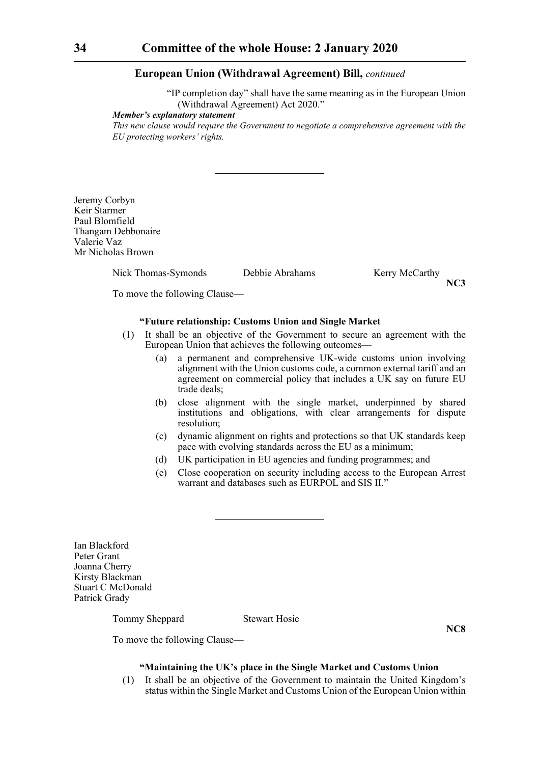## European Union (Withdrawal Agreement) Bill, *continued*

"IP completion day" shall have the same meaning as in the European Union (Withdrawal Agreement) Act 2020."

***Member's explanatory statement***

*This new clause would require the Government to negotiate a comprehensive agreement with the EU protecting workers' rights.*

---

Jeremy Corbyn
Keir Starmer
Paul Blomfield
Thangam Debbonaire
Valerie Vaz
Mr Nicholas Brown

Nick Thomas-Symonds    Debbie Abrahams    Kerry McCarthy

**NC3**

To move the following Clause—

**"Future relationship: Customs Union and Single Market**

(1) It shall be an objective of the Government to secure an agreement with the European Union that achieves the following outcomes—

(a) a permanent and comprehensive UK-wide customs union involving alignment with the Union customs code, a common external tariff and an agreement on commercial policy that includes a UK say on future EU trade deals;

(b) close alignment with the single market, underpinned by shared institutions and obligations, with clear arrangements for dispute resolution;

(c) dynamic alignment on rights and protections so that UK standards keep pace with evolving standards across the EU as a minimum;

(d) UK participation in EU agencies and funding programmes; and

(e) Close cooperation on security including access to the European Arrest warrant and databases such as EURPOL and SIS II."

---

Ian Blackford
Peter Grant
Joanna Cherry
Kirsty Blackman
Stuart C McDonald
Patrick Grady

Tommy Sheppard    Stewart Hosie

**NC8**

To move the following Clause—

**"Maintaining the UK's place in the Single Market and Customs Union**

(1) It shall be an objective of the Government to maintain the United Kingdom's status within the Single Market and Customs Union of the European Union within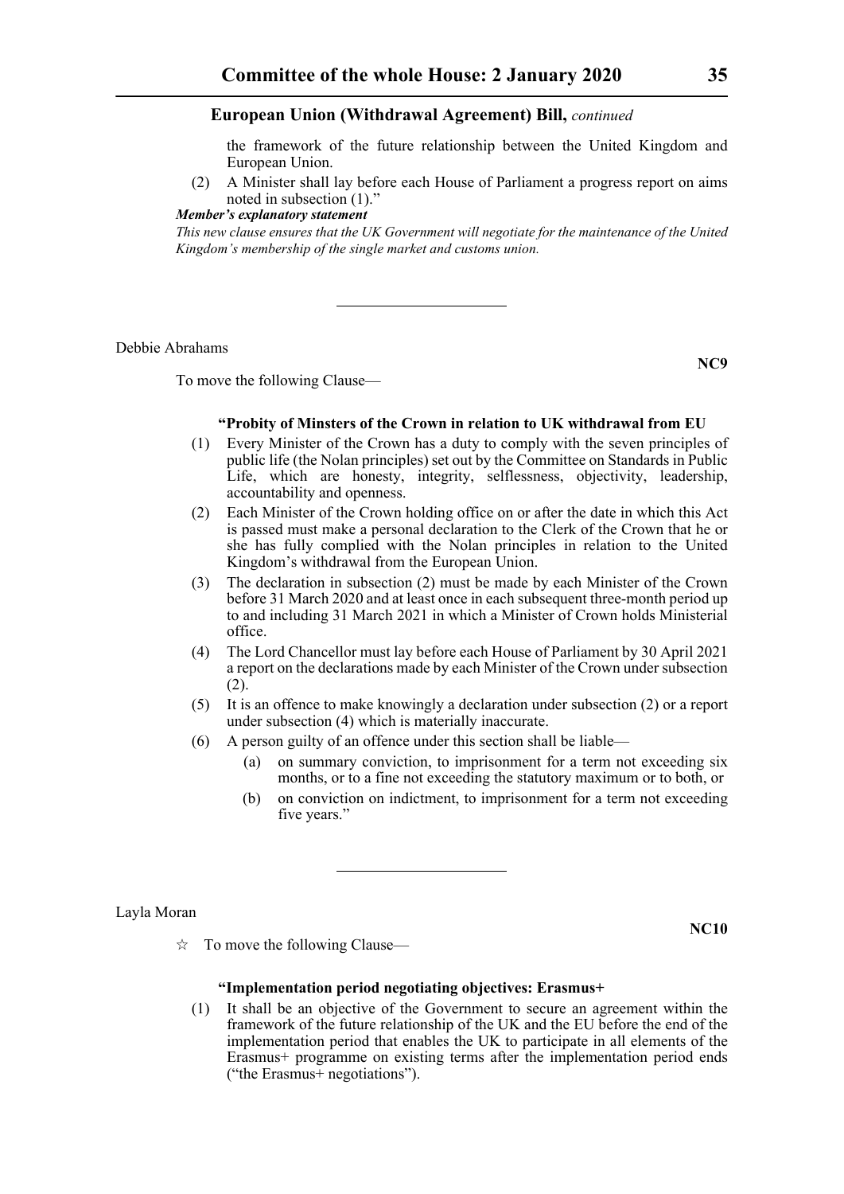the framework of the future relationship between the United Kingdom and European Union.

(2) A Minister shall lay before each House of Parliament a progress report on aims noted in subsection (1)."

***Member's explanatory statement***

*This new clause ensures that the UK Government will negotiate for the maintenance of the United Kingdom's membership of the single market and customs union.*

---

Debbie Abrahams

**NC9**

To move the following Clause—

**"Probity of Minsters of the Crown in relation to UK withdrawal from EU**

(1) Every Minister of the Crown has a duty to comply with the seven principles of public life (the Nolan principles) set out by the Committee on Standards in Public Life, which are honesty, integrity, selflessness, objectivity, leadership, accountability and openness.

(2) Each Minister of the Crown holding office on or after the date in which this Act is passed must make a personal declaration to the Clerk of the Crown that he or she has fully complied with the Nolan principles in relation to the United Kingdom's withdrawal from the European Union.

(3) The declaration in subsection (2) must be made by each Minister of the Crown before 31 March 2020 and at least once in each subsequent three-month period up to and including 31 March 2021 in which a Minister of Crown holds Ministerial office.

(4) The Lord Chancellor must lay before each House of Parliament by 30 April 2021 a report on the declarations made by each Minister of the Crown under subsection (2).

(5) It is an offence to make knowingly a declaration under subsection (2) or a report under subsection (4) which is materially inaccurate.

(6) A person guilty of an offence under this section shall be liable—

(a) on summary conviction, to imprisonment for a term not exceeding six months, or to a fine not exceeding the statutory maximum or to both, or

(b) on conviction on indictment, to imprisonment for a term not exceeding five years."

---

Layla Moran

**NC10**

☆ To move the following Clause—

**"Implementation period negotiating objectives: Erasmus+**

(1) It shall be an objective of the Government to secure an agreement within the framework of the future relationship of the UK and the EU before the end of the implementation period that enables the UK to participate in all elements of the Erasmus+ programme on existing terms after the implementation period ends ("the Erasmus+ negotiations").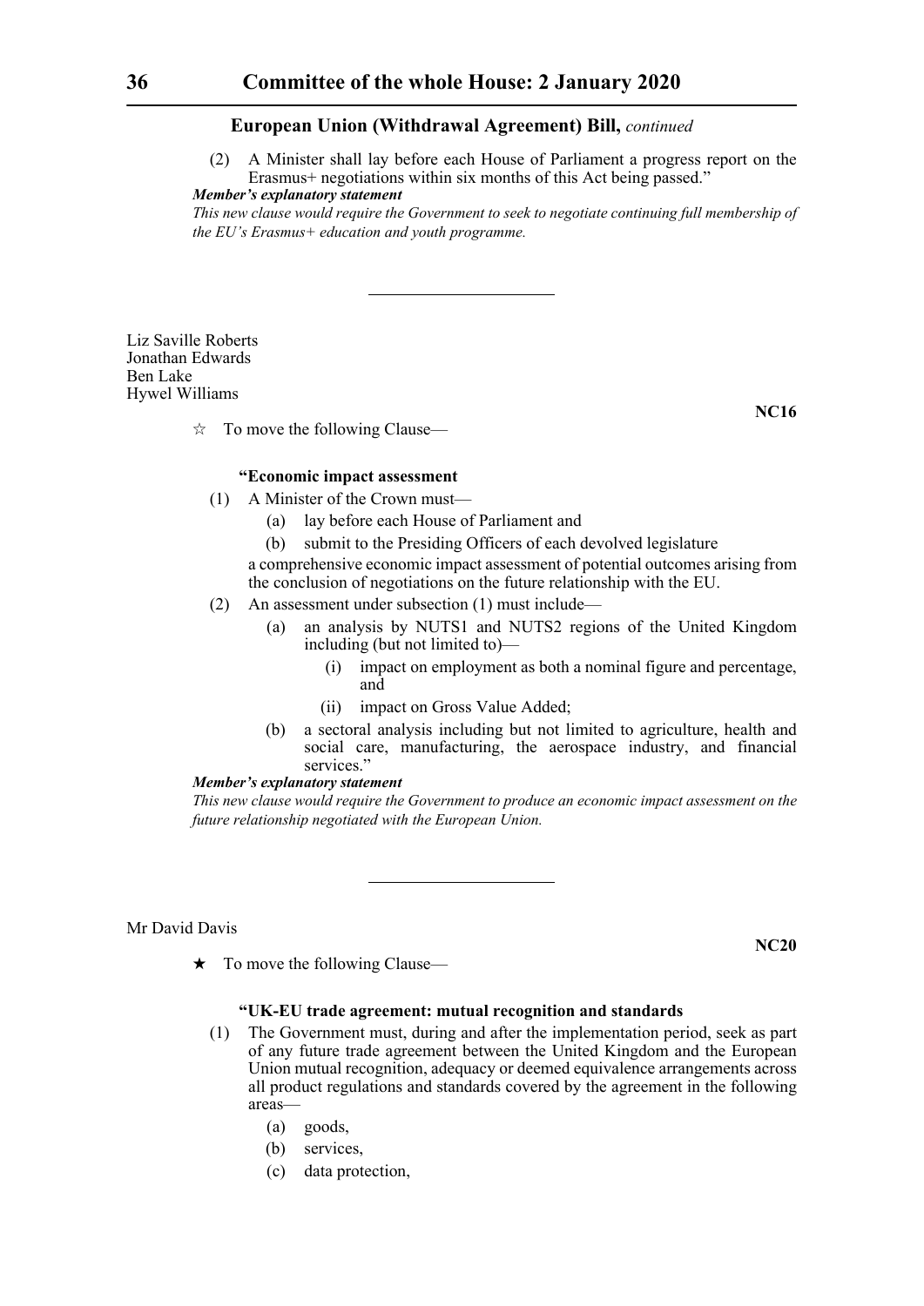(2) A Minister shall lay before each House of Parliament a progress report on the Erasmus+ negotiations within six months of this Act being passed."

***Member's explanatory statement***

*This new clause would require the Government to seek to negotiate continuing full membership of the EU's Erasmus+ education and youth programme.*

---

Liz Saville Roberts
Jonathan Edwards
Ben Lake
Hywel Williams

**NC16**

☆ To move the following Clause—

**"Economic impact assessment**

(1) A Minister of the Crown must—

(a) lay before each House of Parliament and

(b) submit to the Presiding Officers of each devolved legislature

a comprehensive economic impact assessment of potential outcomes arising from the conclusion of negotiations on the future relationship with the EU.

(2) An assessment under subsection (1) must include—

(a) an analysis by NUTS1 and NUTS2 regions of the United Kingdom including (but not limited to)—

(i) impact on employment as both a nominal figure and percentage, and

(ii) impact on Gross Value Added;

(b) a sectoral analysis including but not limited to agriculture, health and social care, manufacturing, the aerospace industry, and financial services."

***Member's explanatory statement***

*This new clause would require the Government to produce an economic impact assessment on the future relationship negotiated with the European Union.*

---

Mr David Davis

**NC20**

★ To move the following Clause—

**"UK-EU trade agreement: mutual recognition and standards**

(1) The Government must, during and after the implementation period, seek as part of any future trade agreement between the United Kingdom and the European Union mutual recognition, adequacy or deemed equivalence arrangements across all product regulations and standards covered by the agreement in the following areas—

(a) goods,

(b) services,

(c) data protection,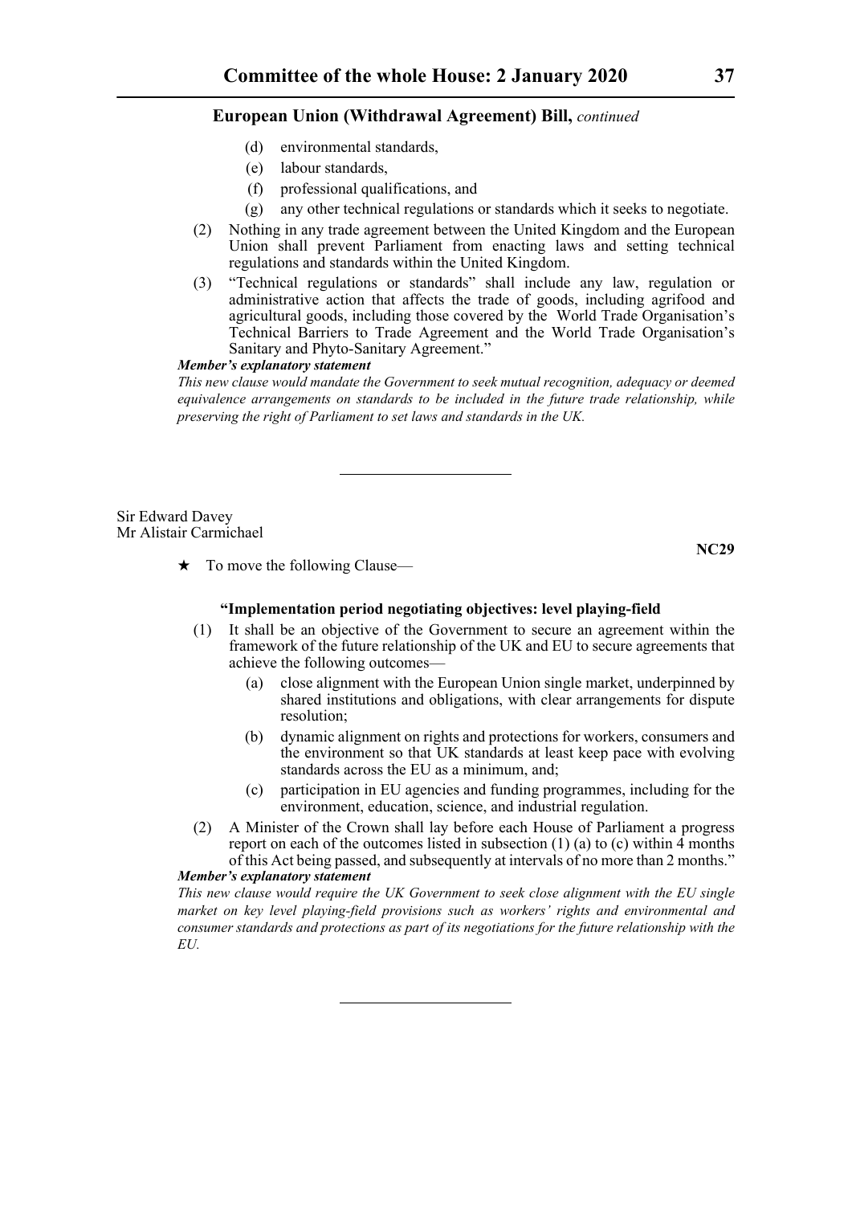(d) environmental standards,

(e) labour standards,

(f) professional qualifications, and

(g) any other technical regulations or standards which it seeks to negotiate.

(2) Nothing in any trade agreement between the United Kingdom and the European Union shall prevent Parliament from enacting laws and setting technical regulations and standards within the United Kingdom.

(3) "Technical regulations or standards" shall include any law, regulation or administrative action that affects the trade of goods, including agrifood and agricultural goods, including those covered by the World Trade Organisation's Technical Barriers to Trade Agreement and the World Trade Organisation's Sanitary and Phyto-Sanitary Agreement."

***Member's explanatory statement***

*This new clause would mandate the Government to seek mutual recognition, adequacy or deemed equivalence arrangements on standards to be included in the future trade relationship, while preserving the right of Parliament to set laws and standards in the UK.*

---

Sir Edward Davey
Mr Alistair Carmichael

**NC29**

★ To move the following Clause—

**"Implementation period negotiating objectives: level playing-field**

(1) It shall be an objective of the Government to secure an agreement within the framework of the future relationship of the UK and EU to secure agreements that achieve the following outcomes—

(a) close alignment with the European Union single market, underpinned by shared institutions and obligations, with clear arrangements for dispute resolution;

(b) dynamic alignment on rights and protections for workers, consumers and the environment so that UK standards at least keep pace with evolving standards across the EU as a minimum, and;

(c) participation in EU agencies and funding programmes, including for the environment, education, science, and industrial regulation.

(2) A Minister of the Crown shall lay before each House of Parliament a progress report on each of the outcomes listed in subsection (1) (a) to (c) within 4 months of this Act being passed, and subsequently at intervals of no more than 2 months."

***Member's explanatory statement***

*This new clause would require the UK Government to seek close alignment with the EU single market on key level playing-field provisions such as workers' rights and environmental and consumer standards and protections as part of its negotiations for the future relationship with the EU.*

---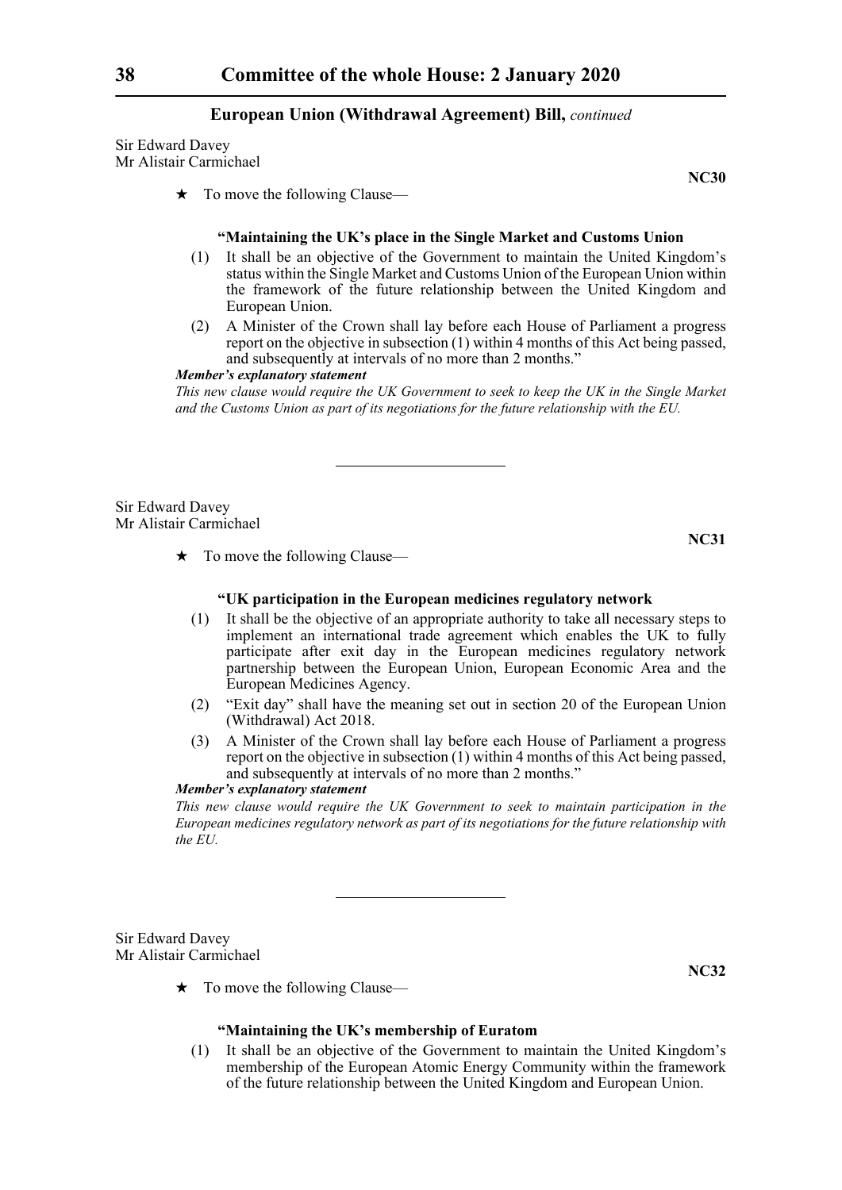Sir Edward Davey
Mr Alistair Carmichael

**NC30**

★ To move the following Clause—

**"Maintaining the UK's place in the Single Market and Customs Union**

(1) It shall be an objective of the Government to maintain the United Kingdom's status within the Single Market and Customs Union of the European Union within the framework of the future relationship between the United Kingdom and European Union.

(2) A Minister of the Crown shall lay before each House of Parliament a progress report on the objective in subsection (1) within 4 months of this Act being passed, and subsequently at intervals of no more than 2 months."

***Member's explanatory statement***

*This new clause would require the UK Government to seek to keep the UK in the Single Market and the Customs Union as part of its negotiations for the future relationship with the EU.*

---

Sir Edward Davey
Mr Alistair Carmichael

**NC31**

★ To move the following Clause—

**"UK participation in the European medicines regulatory network**

(1) It shall be the objective of an appropriate authority to take all necessary steps to implement an international trade agreement which enables the UK to fully participate after exit day in the European medicines regulatory network partnership between the European Union, European Economic Area and the European Medicines Agency.

(2) "Exit day" shall have the meaning set out in section 20 of the European Union (Withdrawal) Act 2018.

(3) A Minister of the Crown shall lay before each House of Parliament a progress report on the objective in subsection (1) within 4 months of this Act being passed, and subsequently at intervals of no more than 2 months."

***Member's explanatory statement***

*This new clause would require the UK Government to seek to maintain participation in the European medicines regulatory network as part of its negotiations for the future relationship with the EU.*

---

Sir Edward Davey
Mr Alistair Carmichael

**NC32**

★ To move the following Clause—

**"Maintaining the UK's membership of Euratom**

(1) It shall be an objective of the Government to maintain the United Kingdom's membership of the European Atomic Energy Community within the framework of the future relationship between the United Kingdom and European Union.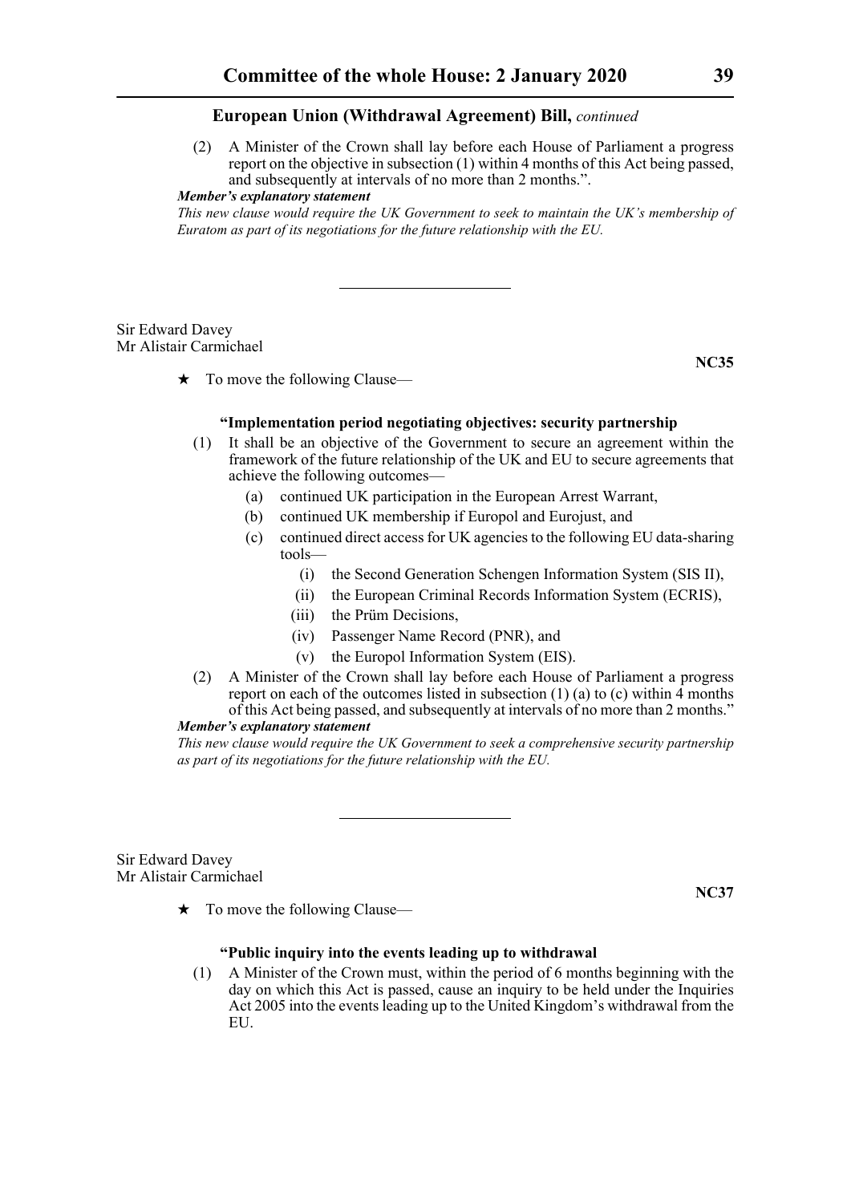(2) A Minister of the Crown shall lay before each House of Parliament a progress report on the objective in subsection (1) within 4 months of this Act being passed, and subsequently at intervals of no more than 2 months.".

***Member's explanatory statement***

*This new clause would require the UK Government to seek to maintain the UK's membership of Euratom as part of its negotiations for the future relationship with the EU.*

---

Sir Edward Davey
Mr Alistair Carmichael

**NC35**

★ To move the following Clause—

**"Implementation period negotiating objectives: security partnership**

(1) It shall be an objective of the Government to secure an agreement within the framework of the future relationship of the UK and EU to secure agreements that achieve the following outcomes—

(a) continued UK participation in the European Arrest Warrant,

(b) continued UK membership if Europol and Eurojust, and

(c) continued direct access for UK agencies to the following EU data-sharing tools—

(i) the Second Generation Schengen Information System (SIS II),

(ii) the European Criminal Records Information System (ECRIS),

(iii) the Prüm Decisions,

(iv) Passenger Name Record (PNR), and

(v) the Europol Information System (EIS).

(2) A Minister of the Crown shall lay before each House of Parliament a progress report on each of the outcomes listed in subsection (1) (a) to (c) within 4 months of this Act being passed, and subsequently at intervals of no more than 2 months."

***Member's explanatory statement***

*This new clause would require the UK Government to seek a comprehensive security partnership as part of its negotiations for the future relationship with the EU.*

---

Sir Edward Davey
Mr Alistair Carmichael

**NC37**

★ To move the following Clause—

**"Public inquiry into the events leading up to withdrawal**

(1) A Minister of the Crown must, within the period of 6 months beginning with the day on which this Act is passed, cause an inquiry to be held under the Inquiries Act 2005 into the events leading up to the United Kingdom's withdrawal from the EU.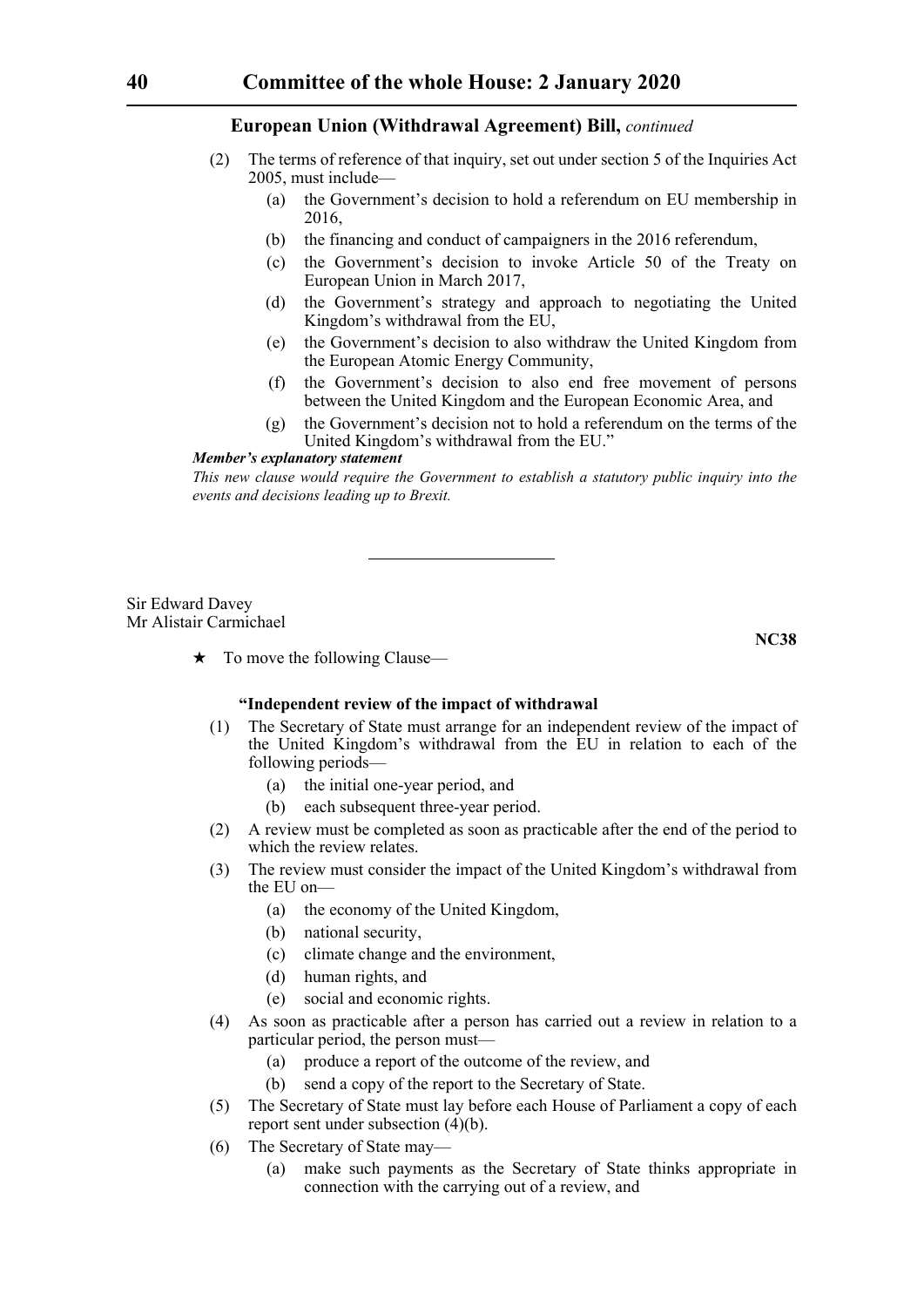## European Union (Withdrawal Agreement) Bill, *continued*

(2) The terms of reference of that inquiry, set out under section 5 of the Inquiries Act 2005, must include—

(a) the Government's decision to hold a referendum on EU membership in 2016,

(b) the financing and conduct of campaigners in the 2016 referendum,

(c) the Government's decision to invoke Article 50 of the Treaty on European Union in March 2017,

(d) the Government's strategy and approach to negotiating the United Kingdom's withdrawal from the EU,

(e) the Government's decision to also withdraw the United Kingdom from the European Atomic Energy Community,

(f) the Government's decision to also end free movement of persons between the United Kingdom and the European Economic Area, and

(g) the Government's decision not to hold a referendum on the terms of the United Kingdom's withdrawal from the EU."

***Member's explanatory statement***

*This new clause would require the Government to establish a statutory public inquiry into the events and decisions leading up to Brexit.*

---

Sir Edward Davey
Mr Alistair Carmichael

**NC38**

★ To move the following Clause—

**"Independent review of the impact of withdrawal**

(1) The Secretary of State must arrange for an independent review of the impact of the United Kingdom's withdrawal from the EU in relation to each of the following periods—

(a) the initial one-year period, and

(b) each subsequent three-year period.

(2) A review must be completed as soon as practicable after the end of the period to which the review relates.

(3) The review must consider the impact of the United Kingdom's withdrawal from the EU on—

(a) the economy of the United Kingdom,

(b) national security,

(c) climate change and the environment,

(d) human rights, and

(e) social and economic rights.

(4) As soon as practicable after a person has carried out a review in relation to a particular period, the person must—

(a) produce a report of the outcome of the review, and

(b) send a copy of the report to the Secretary of State.

(5) The Secretary of State must lay before each House of Parliament a copy of each report sent under subsection (4)(b).

(6) The Secretary of State may—

(a) make such payments as the Secretary of State thinks appropriate in connection with the carrying out of a review, and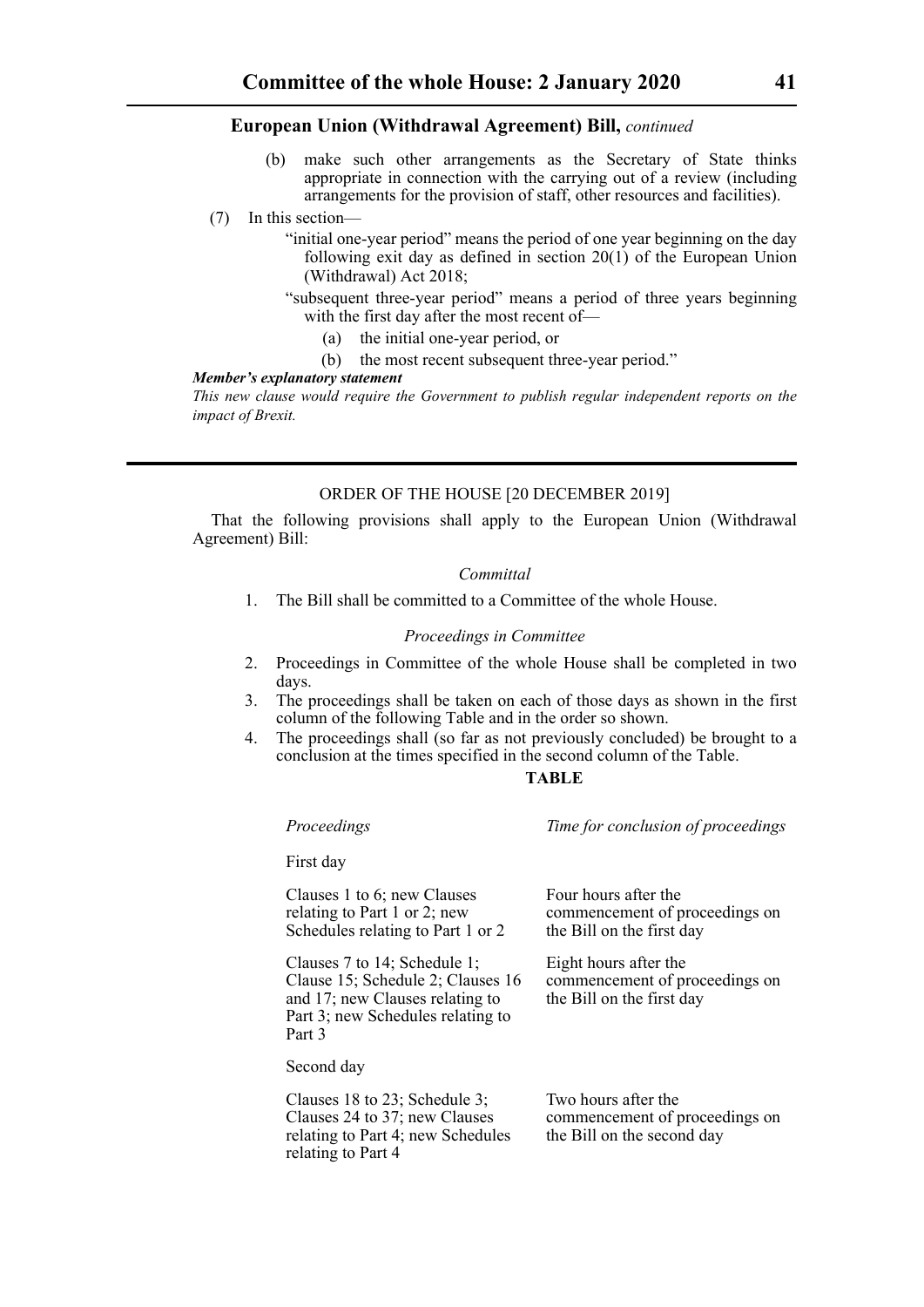**European Union (Withdrawal Agreement) Bill,** *continued*

(b) make such other arrangements as the Secretary of State thinks appropriate in connection with the carrying out of a review (including arrangements for the provision of staff, other resources and facilities).

(7) In this section—

"initial one-year period" means the period of one year beginning on the day following exit day as defined in section 20(1) of the European Union (Withdrawal) Act 2018;

"subsequent three-year period" means a period of three years beginning with the first day after the most recent of—

(a) the initial one-year period, or

(b) the most recent subsequent three-year period."

***Member's explanatory statement***

*This new clause would require the Government to publish regular independent reports on the impact of Brexit.*

---

ORDER OF THE HOUSE [20 DECEMBER 2019]

That the following provisions shall apply to the European Union (Withdrawal Agreement) Bill:

*Committal*

1. The Bill shall be committed to a Committee of the whole House.

*Proceedings in Committee*

2. Proceedings in Committee of the whole House shall be completed in two days.
3. The proceedings shall be taken on each of those days as shown in the first column of the following Table and in the order so shown.
4. The proceedings shall (so far as not previously concluded) be brought to a conclusion at the times specified in the second column of the Table.

**TABLE**

| *Proceedings* | *Time for conclusion of proceedings* |
|---|---|
| First day | |
| Clauses 1 to 6; new Clauses relating to Part 1 or 2; new Schedules relating to Part 1 or 2 | Four hours after the commencement of proceedings on the Bill on the first day |
| Clauses 7 to 14; Schedule 1; Clause 15; Schedule 2; Clauses 16 and 17; new Clauses relating to Part 3; new Schedules relating to Part 3 | Eight hours after the commencement of proceedings on the Bill on the first day |
| Second day | |
| Clauses 18 to 23; Schedule 3; Clauses 24 to 37; new Clauses relating to Part 4; new Schedules relating to Part 4 | Two hours after the commencement of proceedings on the Bill on the second day |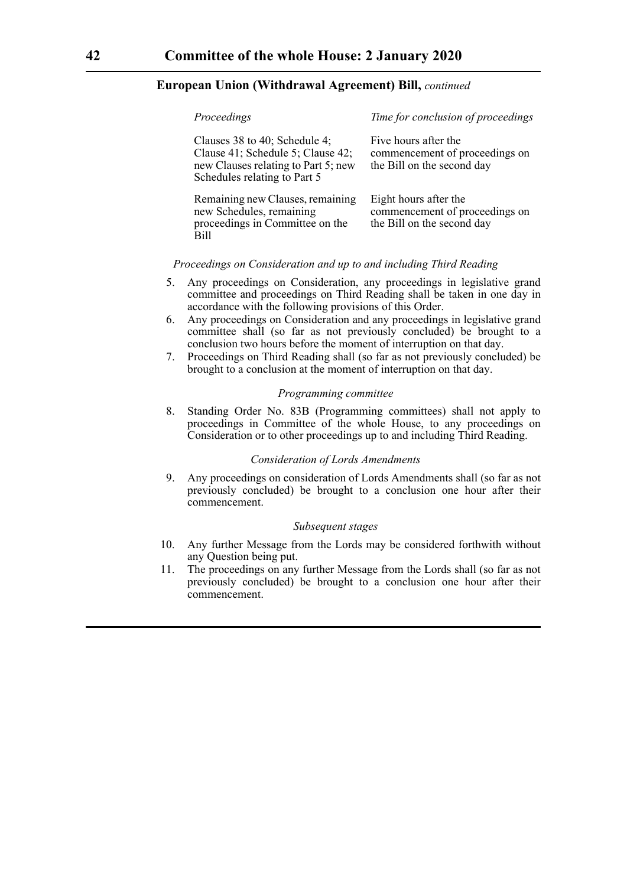**European Union (Withdrawal Agreement) Bill,** *continued*

| *Proceedings* | *Time for conclusion of proceedings* |
| --- | --- |
| Clauses 38 to 40; Schedule 4; Clause 41; Schedule 5; Clause 42; new Clauses relating to Part 5; new Schedules relating to Part 5 | Five hours after the commencement of proceedings on the Bill on the second day |
| Remaining new Clauses, remaining new Schedules, remaining proceedings in Committee on the Bill | Eight hours after the commencement of proceedings on the Bill on the second day |

*Proceedings on Consideration and up to and including Third Reading*

5. Any proceedings on Consideration, any proceedings in legislative grand committee and proceedings on Third Reading shall be taken in one day in accordance with the following provisions of this Order.
6. Any proceedings on Consideration and any proceedings in legislative grand committee shall (so far as not previously concluded) be brought to a conclusion two hours before the moment of interruption on that day.
7. Proceedings on Third Reading shall (so far as not previously concluded) be brought to a conclusion at the moment of interruption on that day.

*Programming committee*

8. Standing Order No. 83B (Programming committees) shall not apply to proceedings in Committee of the whole House, to any proceedings on Consideration or to other proceedings up to and including Third Reading.

*Consideration of Lords Amendments*

9. Any proceedings on consideration of Lords Amendments shall (so far as not previously concluded) be brought to a conclusion one hour after their commencement.

*Subsequent stages*

10. Any further Message from the Lords may be considered forthwith without any Question being put.
11. The proceedings on any further Message from the Lords shall (so far as not previously concluded) be brought to a conclusion one hour after their commencement.